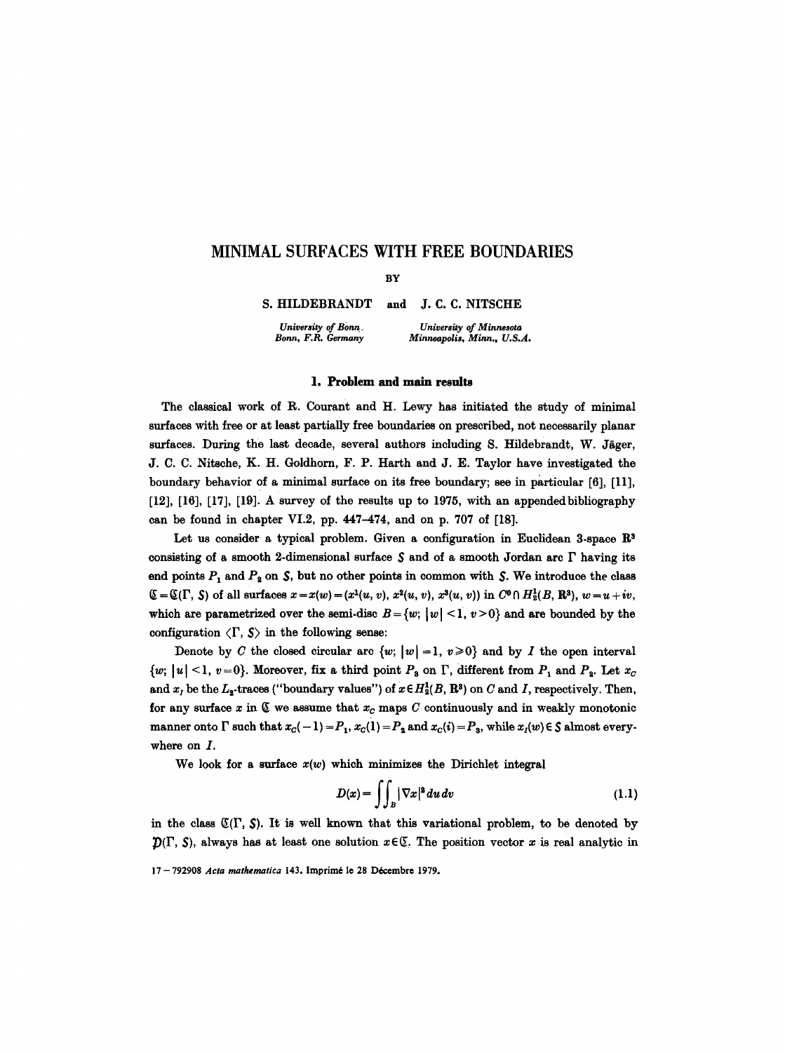# MINIMAL SURFACES WITH FREE BOUNDARIES

BY

S. HILDEBRANDT and J. C. C. NITSCHE

*University of Bonn, Bonn, F.R. Germany*

*University of Minnesota Minneapolis, Minn., U.S.A.*

## 1. Problem and main results

The classical work of R. Courant and H. Lewy has initiated the study of minimal surfaces with free or at least partially free boundaries on prescribed, not necessarily planar surfaces. During the last decade, several authors including S. Hildebrandt, W. Jäger, J. C. C. Nitsche, K. H. Goldhorn, F. P. Harth and J. E. Taylor have investigated the boundary behavior of a minimal surface on its free boundary; see in particular [6], [11], [12], [16], [17], [19]. A survey of the results up to 1975, with an appended bibliography can be found in chapter VI.2, pp. 447–474, and on p. 707 of [18].

Let us consider a typical problem. Given a configuration in Euclidean 3-space $\mathbf{R}^3$ consisting of a smooth 2-dimensional surface $\mathcal{S}$ and of a smooth Jordan arc $\Gamma$ having its end points $P_1$ and $P_2$ on $\mathcal{S}$, but no other points in common with $\mathcal{S}$. We introduce the class $\mathfrak{C}=\mathfrak{C}(\Gamma, \mathcal{S})$ of all surfaces $x=x(w)=(x^1(u,v), x^2(u,v), x^3(u,v))$ in $C^0\cap H_2^1(B,\mathbf{R}^3)$, $w=u+iv$, which are parametrized over the semi-disc $B=\{w;\ |w|<1,\ v>0\}$ and are bounded by the configuration $\langle\Gamma, \mathcal{S}\rangle$ in the following sense:

Denote by $C$ the closed circular arc $\{w;\ |w|=1,\ v\geq 0\}$ and by $I$ the open interval $\{w;\ |u|<1,\ v=0\}$. Moreover, fix a third point $P_3$ on $\Gamma$, different from $P_1$ and $P_2$. Let $x_C$ and $x_I$ be the $L_2$-traces ("boundary values") of $x\in H_2^1(B,\mathbf{R}^3)$ on $C$ and $I$, respectively. Then, for any surface $x$ in $\mathfrak{C}$ we assume that $x_C$ maps $C$ continuously and in weakly monotonic manner onto $\Gamma$ such that $x_C(-1)=P_1$, $x_C(1)=P_2$ and $x_C(i)=P_3$, while $x_I(w)\in\mathcal{S}$ almost everywhere on $I$.

We look for a surface $x(w)$ which minimizes the Dirichlet integral

$$D(x)=\iint_B |\nabla x|^2\,du\,dv \tag{1.1}$$

in the class $\mathfrak{C}(\Gamma, \mathcal{S})$. It is well known that this variational problem, to be denoted by $\mathcal{D}(\Gamma, \mathcal{S})$, always has at least one solution $x\in\mathfrak{C}$. The position vector $x$ is real analytic in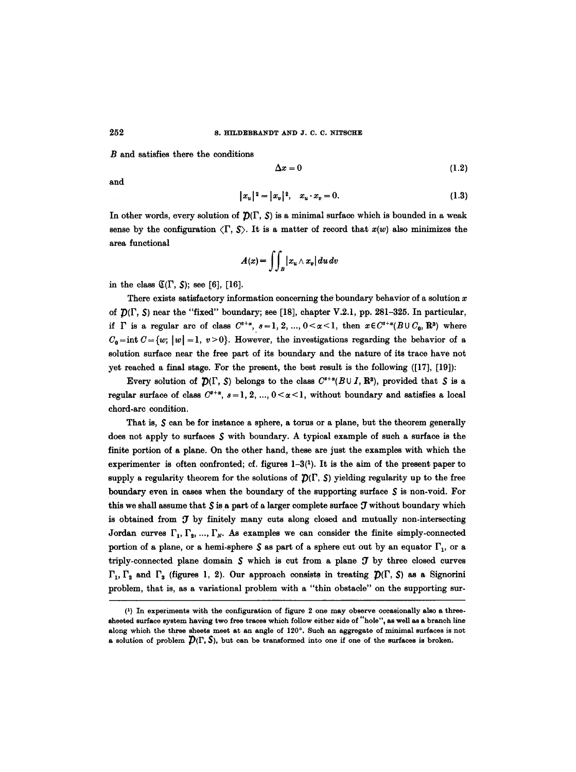$B$ and satisfies there the conditions

$$\Delta x = 0 \tag{1.2}$$

and

$$|x_u|^2 = |x_v|^2, \quad x_u \cdot x_v = 0. \tag{1.3}$$

In other words, every solution of $\mathcal{P}(\Gamma, \mathcal{S})$ is a minimal surface which is bounded in a weak sense by the configuration $\langle \Gamma, \mathcal{S} \rangle$. It is a matter of record that $x(w)$ also minimizes the area functional

$$A(x) = \iint_B |x_u \wedge x_v| \, du \, dv$$

in the class $\mathfrak{C}(\Gamma, \mathcal{S})$; see [6], [16].

There exists satisfactory information concerning the boundary behavior of a solution $x$ of $\mathcal{P}(\Gamma, \mathcal{S})$ near the "fixed" boundary; see [18], chapter V.2.1, pp. 281–325. In particular, if $\Gamma$ is a regular arc of class $C^{s+\alpha}$, $s = 1, 2, \ldots, 0 < \alpha < 1$, then $x \in C^{s+\alpha}(B \cup C_0, \mathbf{R}^3)$ where $C_0 = \text{int}\, C = \{w;\ |w| = 1,\ v > 0\}$. However, the investigations regarding the behavior of a solution surface near the free part of its boundary and the nature of its trace have not yet reached a final stage. For the present, the best result is the following ([17], [19]):

Every solution of $\mathcal{P}(\Gamma, \mathcal{S})$ belongs to the class $C^{s+\alpha}(B \cup I, \mathbf{R}^3)$, provided that $\mathcal{S}$ is a regular surface of class $C^{s+\alpha}$, $s = 1, 2, \ldots, 0 < \alpha < 1$, without boundary and satisfies a local chord-arc condition.

That is, $\mathcal{S}$ can be for instance a sphere, a torus or a plane, but the theorem generally does not apply to surfaces $\mathcal{S}$ with boundary. A typical example of such a surface is the finite portion of a plane. On the other hand, these are just the examples with which the experimenter is often confronted; cf. figures 1–3(1). It is the aim of the present paper to supply a regularity theorem for the solutions of $\mathcal{P}(\Gamma, \mathcal{S})$ yielding regularity up to the free boundary even in cases when the boundary of the supporting surface $\mathcal{S}$ is non-void. For this we shall assume that $\mathcal{S}$ is a part of a larger complete surface $\mathcal{T}$ without boundary which is obtained from $\mathcal{T}$ by finitely many cuts along closed and mutually non-intersecting Jordan curves $\Gamma_1, \Gamma_2, \ldots, \Gamma_N$. As examples we can consider the finite simply-connected portion of a plane, or a hemi-sphere $\mathcal{S}$ as part of a sphere cut out by an equator $\Gamma_1$, or a triply-connected plane domain $\mathcal{S}$ which is cut from a plane $\mathcal{T}$ by three closed curves $\Gamma_1$, $\Gamma_2$ and $\Gamma_3$ (figures 1, 2). Our approach consists in treating $\mathcal{P}(\Gamma, \mathcal{S})$ as a Signorini problem, that is, as a variational problem with a "thin obstacle" on the supporting sur-

(1) In experiments with the configuration of figure 2 one may observe occasionally also a three-sheeted surface system having two free traces which follow either side of "hole", as well as a branch line along which the three sheets meet at an angle of 120°. Such an aggregate of minimal surfaces is not a solution of problem $\mathcal{P}(\Gamma, \mathcal{S})$, but can be transformed into one if one of the surfaces is broken.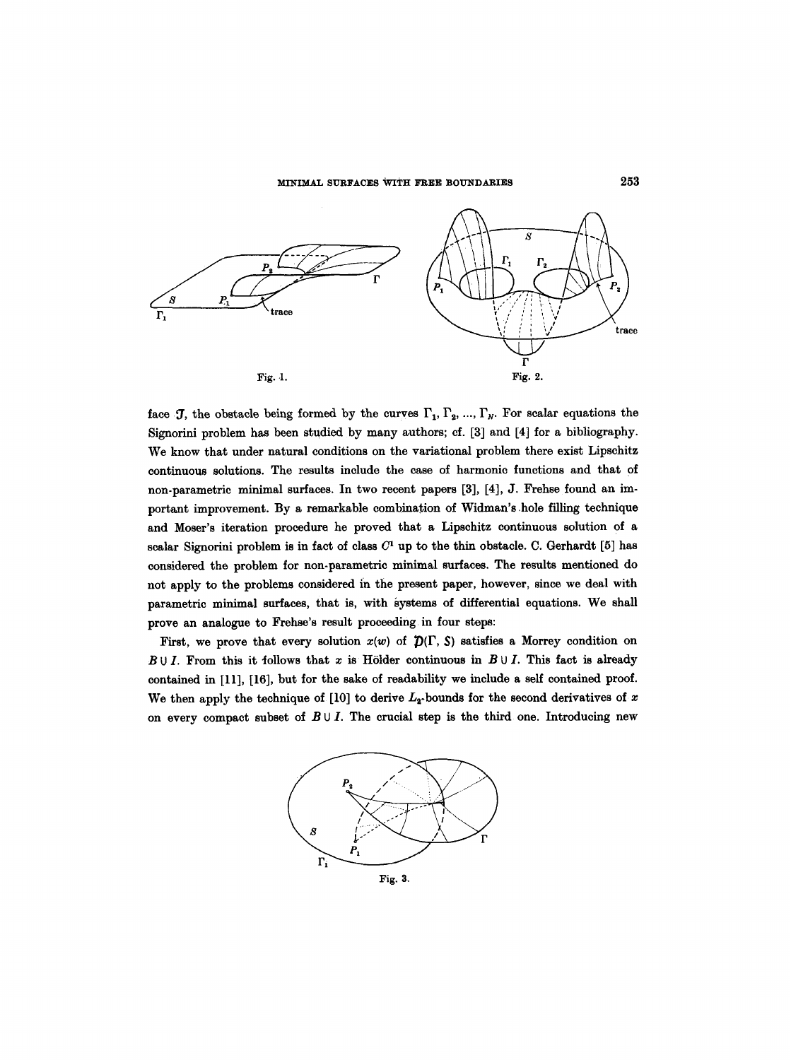Fig. 1.

Fig. 2.

face $\mathcal{T}$, the obstacle being formed by the curves $\Gamma_1, \Gamma_2, ..., \Gamma_N$. For scalar equations the Signorini problem has been studied by many authors; cf. [3] and [4] for a bibliography. We know that under natural conditions on the variational problem there exist Lipschitz continuous solutions. The results include the case of harmonic functions and that of non-parametric minimal surfaces. In two recent papers [3], [4], J. Frehse found an important improvement. By a remarkable combination of Widman's hole filling technique and Moser's iteration procedure he proved that a Lipschitz continuous solution of a scalar Signorini problem is in fact of class $C^1$ up to the thin obstacle. C. Gerhardt [5] has considered the problem for non-parametric minimal surfaces. The results mentioned do not apply to the problems considered in the present paper, however, since we deal with parametric minimal surfaces, that is, with systems of differential equations. We shall prove an analogue to Frehse's result proceeding in four steps:

First, we prove that every solution $x(w)$ of $\mathcal{D}(\Gamma, S)$ satisfies a Morrey condition on $B \cup I$. From this it follows that $x$ is Hölder continuous in $B \cup I$. This fact is already contained in [11], [16], but for the sake of readability we include a self contained proof. We then apply the technique of [10] to derive $L_2$-bounds for the second derivatives of $x$ on every compact subset of $B \cup I$. The crucial step is the third one. Introducing new

Fig. 3.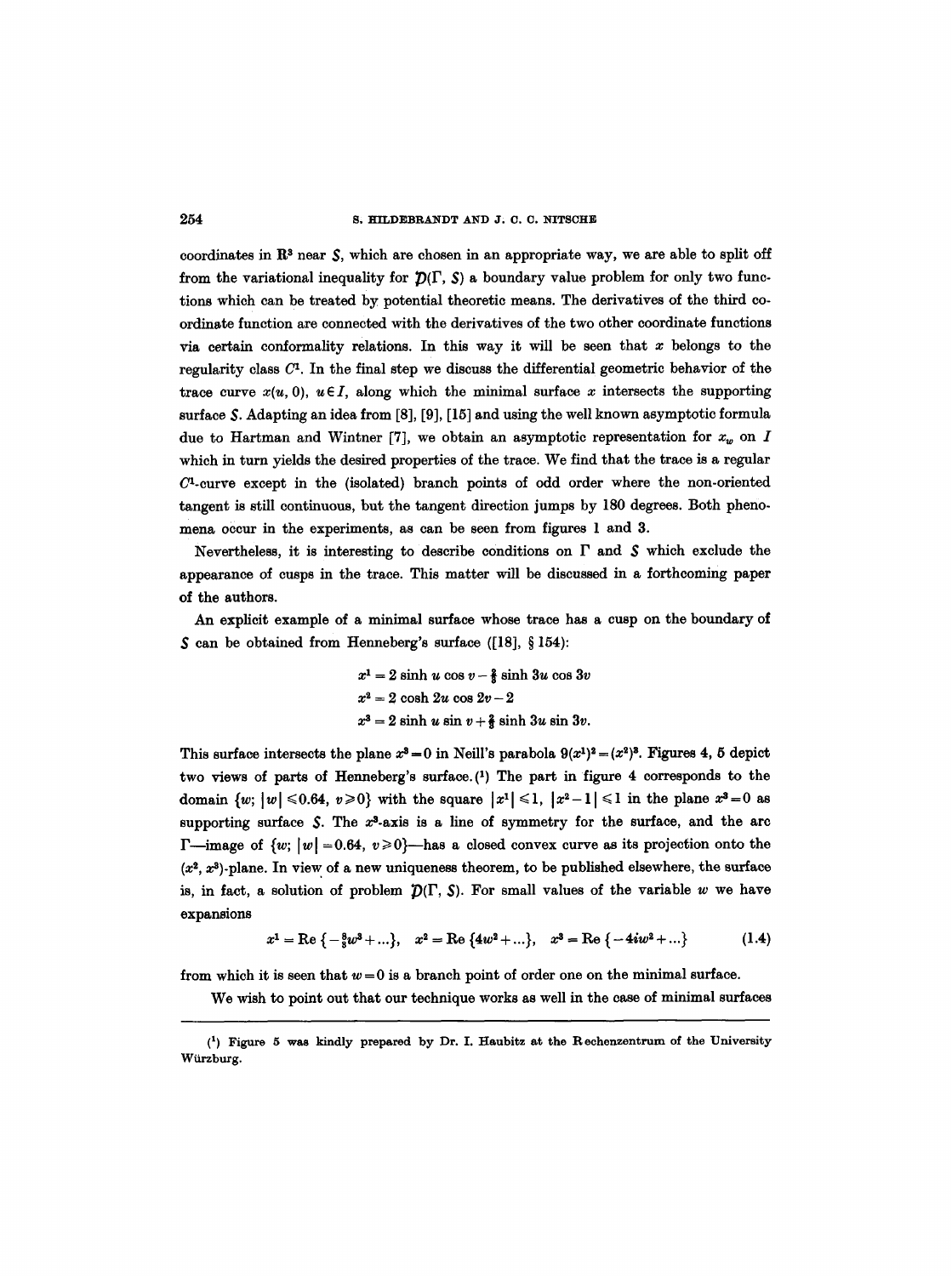coordinates in $\mathbb{R}^3$ near $S$, which are chosen in an appropriate way, we are able to split off from the variational inequality for $\mathcal{D}(\Gamma, S)$ a boundary value problem for only two functions which can be treated by potential theoretic means. The derivatives of the third coordinate function are connected with the derivatives of the two other coordinate functions via certain conformality relations. In this way it will be seen that $x$ belongs to the regularity class $C^1$. In the final step we discuss the differential geometric behavior of the trace curve $x(u, 0)$, $u \in I$, along which the minimal surface $x$ intersects the supporting surface $S$. Adapting an idea from [8], [9], [15] and using the well known asymptotic formula due to Hartman and Wintner [7], we obtain an asymptotic representation for $x_w$ on $I$ which in turn yields the desired properties of the trace. We find that the trace is a regular $C^1$-curve except in the (isolated) branch points of odd order where the non-oriented tangent is still continuous, but the tangent direction jumps by 180 degrees. Both phenomena occur in the experiments, as can be seen from figures 1 and 3.

Nevertheless, it is interesting to describe conditions on $\Gamma$ and $S$ which exclude the appearance of cusps in the trace. This matter will be discussed in a forthcoming paper of the authors.

An explicit example of a minimal surface whose trace has a cusp on the boundary of $S$ can be obtained from Henneberg's surface ([18], § 154):

$$x^1 = 2 \sinh u \cos v - \tfrac{2}{3} \sinh 3u \cos 3v$$
$$x^2 = 2 \cosh 2u \cos 2v - 2$$
$$x^3 = 2 \sinh u \sin v + \tfrac{2}{3} \sinh 3u \sin 3v.$$

This surface intersects the plane $x^3 = 0$ in Neill's parabola $9(x^1)^2 = (x^2)^3$. Figures 4, 5 depict two views of parts of Henneberg's surface.(1) The part in figure 4 corresponds to the domain $\{w;\ |w| \leqslant 0.64,\ v \geqslant 0\}$ with the square $|x^1| \leqslant 1$, $|x^2 - 1| \leqslant 1$ in the plane $x^3 = 0$ as supporting surface $S$. The $x^3$-axis is a line of symmetry for the surface, and the arc $\Gamma$—image of $\{w;\ |w| = 0.64,\ v \geqslant 0\}$—has a closed convex curve as its projection onto the $(x^2, x^3)$-plane. In view of a new uniqueness theorem, to be published elsewhere, the surface is, in fact, a solution of problem $\mathcal{D}(\Gamma, S)$. For small values of the variable $w$ we have expansions

$$x^1 = \operatorname{Re}\{-\tfrac{8}{3}w^3 + \dots\}, \quad x^2 = \operatorname{Re}\{4w^2 + \dots\}, \quad x^3 = \operatorname{Re}\{-4iw^2 + \dots\} \tag{1.4}$$

from which it is seen that $w = 0$ is a branch point of order one on the minimal surface.

We wish to point out that our technique works as well in the case of minimal surfaces

---

(1) Figure 5 was kindly prepared by Dr. I. Haubitz at the Rechenzentrum of the University Würzburg.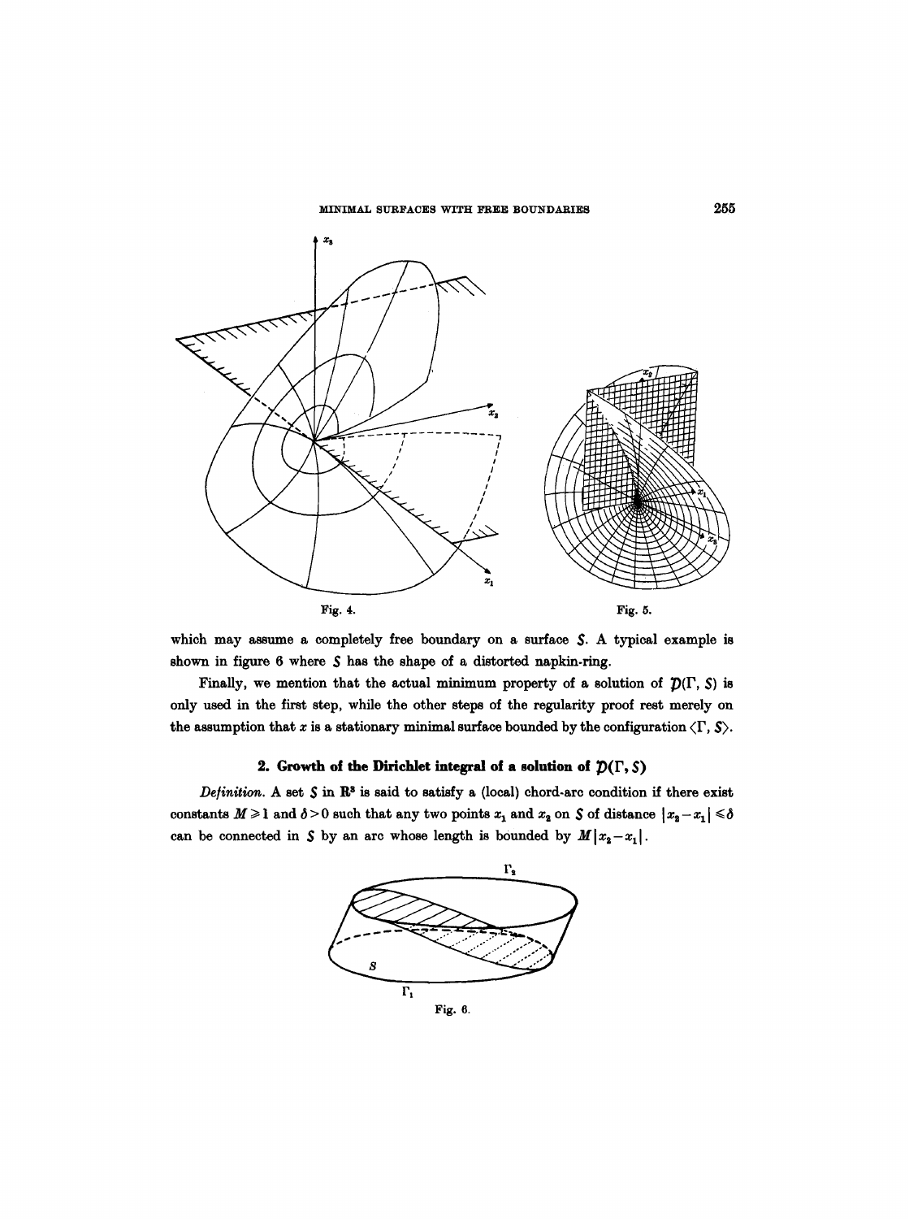Fig. 4.

Fig. 5.

which may assume a completely free boundary on a surface $S$. A typical example is shown in figure 6 where $S$ has the shape of a distorted napkin-ring.

Finally, we mention that the actual minimum property of a solution of $\mathcal{D}(\Gamma, S)$ is only used in the first step, while the other steps of the regularity proof rest merely on the assumption that $x$ is a stationary minimal surface bounded by the configuration $\langle \Gamma, S \rangle$.

## 2. Growth of the Dirichlet integral of a solution of $\mathcal{D}(\Gamma, S)$

*Definition.* A set $S$ in $\mathbf{R}^3$ is said to satisfy a (local) chord-arc condition if there exist constants $M \geq 1$ and $\delta > 0$ such that any two points $x_1$ and $x_2$ on $S$ of distance $|x_2 - x_1| \leq \delta$ can be connected in $S$ by an arc whose length is bounded by $M|x_2 - x_1|$.

Fig. 6.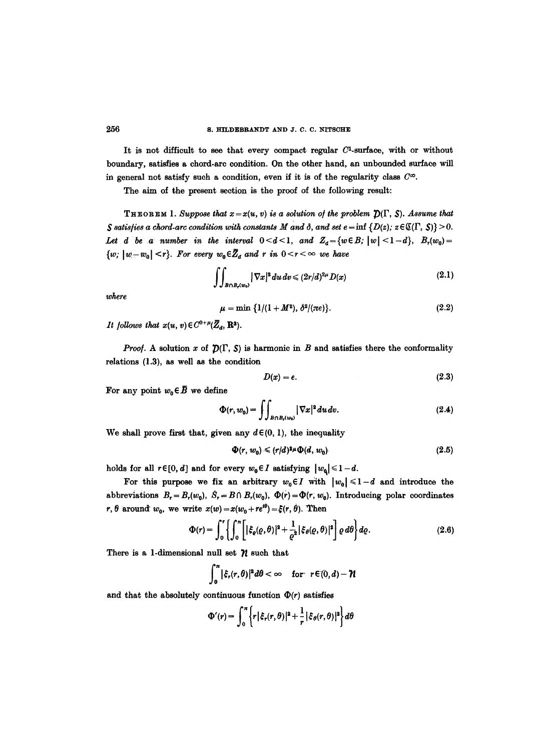It is not difficult to see that every compact regular $C^1$-surface, with or without boundary, satisfies a chord-arc condition. On the other hand, an unbounded surface will in general not satisfy such a condition, even if it is of the regularity class $C^\infty$.

The aim of the present section is the proof of the following result:

**Theorem** 1. *Suppose that $x = x(u, v)$ is a solution of the problem $\mathcal{P}(\Gamma, S)$. Assume that $S$ satisfies a chord-arc condition with constants $M$ and $\delta$, and set $e = \inf\{D(z);\, z \in \mathfrak{C}(\Gamma, S)\} > 0$. Let $d$ be a number in the interval $0 < d < 1$, and $Z_d = \{w \in B;\, |w| < 1 - d\}$, $B_r(w_0) = \{w;\, |w - w_0| < r\}$. For every $w_0 \in \bar{Z}_d$ and $r$ in $0 < r < \infty$ we have*

$$\iint_{B \cap B_r(w_0)} |\nabla x|^2 \, du\, dv \leqslant (2r/d)^{2\mu} D(x) \tag{2.1}$$

*where*

$$\mu = \min\{1/(1 + M^2),\, \delta^2/(\pi e)\}. \tag{2.2}$$

*It follows that $x(u, v) \in C^{0+\mu}(\bar{Z}_d, \mathbf{R}^3)$.*

*Proof.* A solution $x$ of $\mathcal{P}(\Gamma, S)$ is harmonic in $B$ and satisfies there the conformality relations (1.3), as well as the condition

$$D(x) = e. \tag{2.3}$$

For any point $w_0 \in \bar{B}$ we define

$$\Phi(r, w_0) = \iint_{B \cap B_r(w_0)} |\nabla x|^2 \, du\, dv. \tag{2.4}$$

We shall prove first that, given any $d \in (0, 1)$, the inequality

$$\Phi(r, w_0) \leqslant (r/d)^{2\mu} \Phi(d, w_0) \tag{2.5}$$

holds for all $r \in [0, d]$ and for every $w_0 \in I$ satisfying $|w_0| \leqslant 1 - d$.

For this purpose we fix an arbitrary $w_0 \in I$ with $|w_0| \leqslant 1 - d$ and introduce the abbreviations $B_r = B_r(w_0)$, $S_r = B \cap B_r(w_0)$, $\Phi(r) = \Phi(r, w_0)$. Introducing polar coordinates $r, \theta$ around $w_0$, we write $x(w) = x(w_0 + re^{i\theta}) = \xi(r, \theta)$. Then

$$\Phi(r) = \int_0^r \left\{ \int_0^\pi \left[ |\xi_\varrho(\varrho, \theta)|^2 + \frac{1}{\varrho^2} |\xi_\theta(\varrho, \theta)|^2 \right] \varrho \, d\theta \right\} d\varrho. \tag{2.6}$$

There is a 1-dimensional null set $\mathcal{N}$ such that

$$\int_0^\pi |\xi_r(r, \theta)|^2 d\theta < \infty \quad \text{for} \quad r \in (0, d) - \mathcal{N}$$

and that the absolutely continuous function $\Phi(r)$ satisfies

$$\Phi'(r) = \int_0^\pi \left\{ r |\xi_r(r, \theta)|^2 + \frac{1}{r} |\xi_\theta(r, \theta)|^2 \right\} d\theta$$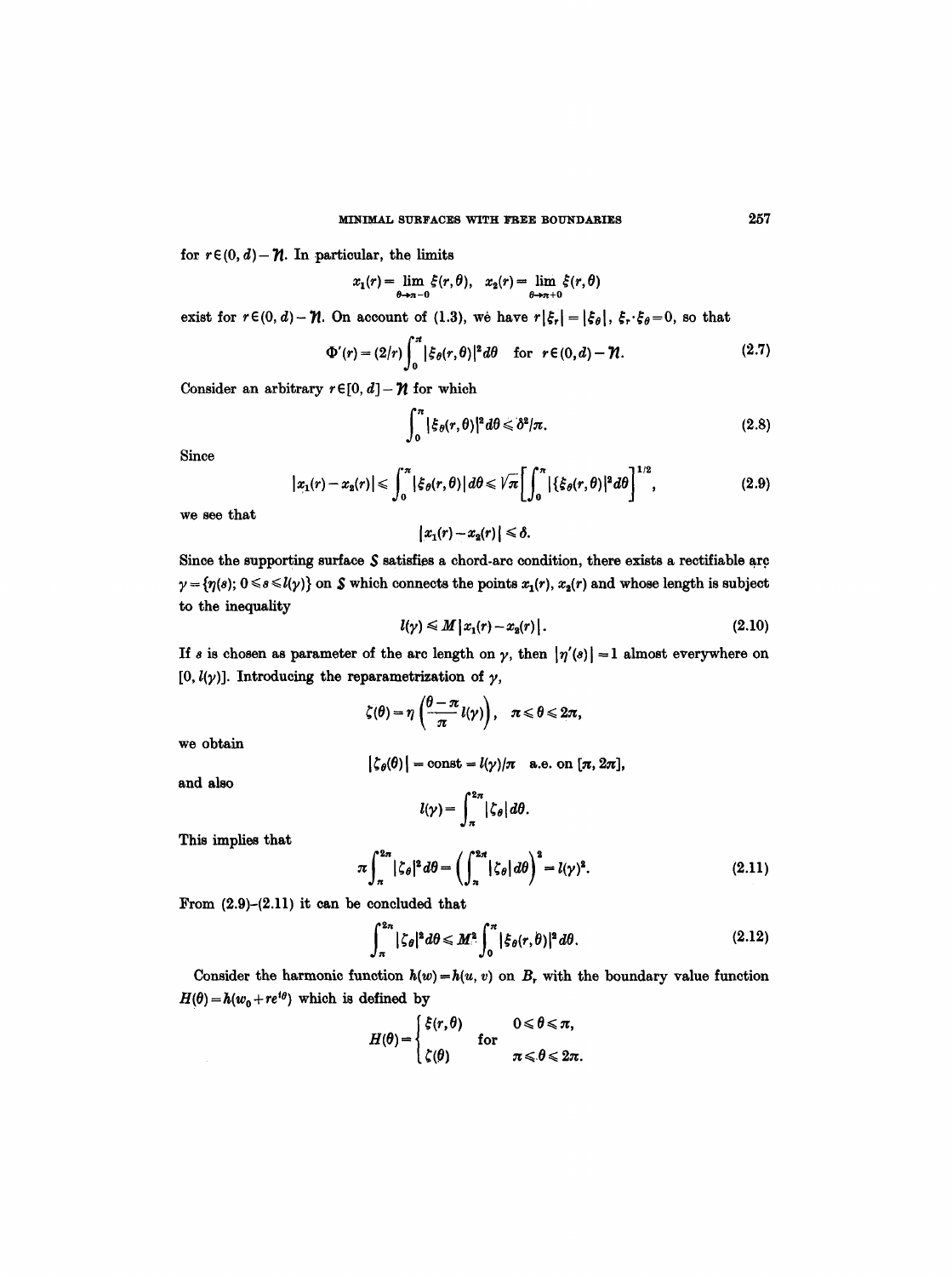for $r \in (0, d) - \mathcal{N}$. In particular, the limits

$$x_1(r) = \lim_{\theta \to \pi - 0} \xi(r, \theta), \quad x_2(r) = \lim_{\theta \to \pi + 0} \xi(r, \theta)$$

exist for $r \in (0, d) - \mathcal{N}$. On account of (1.3), we have $r|\xi_r| = |\xi_\theta|$, $\xi_r \cdot \xi_\theta = 0$, so that

$$\Phi'(r) = (2/r) \int_0^\pi |\xi_\theta(r, \theta)|^2 d\theta \quad \text{for } r \in (0, d) - \mathcal{N}. \tag{2.7}$$

Consider an arbitrary $r \in [0, d] - \mathcal{N}$ for which

$$\int_0^\pi |\xi_\theta(r, \theta)|^2 d\theta \leqslant \delta^2/\pi. \tag{2.8}$$

Since

$$|x_1(r) - x_2(r)| \leqslant \int_0^\pi |\xi_\theta(r, \theta)| d\theta \leqslant \sqrt{\pi} \left[ \int_0^\pi |\{\xi_\theta(r, \theta)|^2 d\theta \right]^{1/2}, \tag{2.9}$$

we see that

$$|x_1(r) - x_2(r)| \leqslant \delta.$$

Since the supporting surface $S$ satisfies a chord-arc condition, there exists a rectifiable arc $\gamma = \{\eta(s);\ 0 \leqslant s \leqslant l(\gamma)\}$ on $S$ which connects the points $x_1(r)$, $x_2(r)$ and whose length is subject to the inequality

$$l(\gamma) \leqslant M |x_1(r) - x_2(r)|. \tag{2.10}$$

If $s$ is chosen as parameter of the arc length on $\gamma$, then $|\eta'(s)| = 1$ almost everywhere on $[0, l(\gamma)]$. Introducing the reparametrization of $\gamma$,

$$\zeta(\theta) = \eta\left(\frac{\theta - \pi}{\pi} l(\gamma)\right), \quad \pi \leqslant \theta \leqslant 2\pi,$$

we obtain

$$|\zeta_\theta(\theta)| = \text{const} = l(\gamma)/\pi \quad \text{a.e. on } [\pi, 2\pi],$$

and also

$$l(\gamma) = \int_\pi^{2\pi} |\zeta_\theta| d\theta.$$

This implies that

$$\pi \int_\pi^{2\pi} |\zeta_\theta|^2 d\theta = \left( \int_\pi^{2\pi} |\zeta_\theta| d\theta \right)^2 = l(\gamma)^2. \tag{2.11}$$

From (2.9)–(2.11) it can be concluded that

$$\int_\pi^{2\pi} |\zeta_\theta|^2 d\theta \leqslant M^2 \int_0^\pi |\xi_\theta(r, \theta)|^2 d\theta. \tag{2.12}$$

Consider the harmonic function $h(w) = h(u, v)$ on $B_r$ with the boundary value function $H(\theta) = h(w_0 + re^{i\theta})$ which is defined by

$$H(\theta) = \begin{cases} \xi(r, \theta) & 0 \leqslant \theta \leqslant \pi, \\ \zeta(\theta) & \pi \leqslant \theta \leqslant 2\pi. \end{cases} \quad \text{for}$$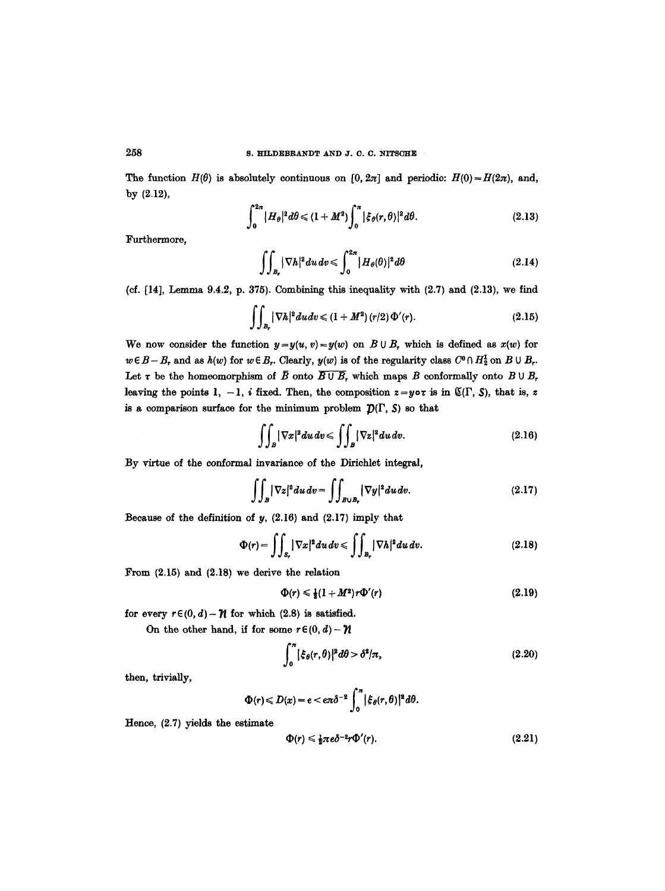The function $H(\theta)$ is absolutely continuous on $[0, 2\pi]$ and periodic: $H(0) = H(2\pi)$, and, by (2.12),

$$\int_0^{2\pi} |H_\theta|^2 d\theta \leqslant (1+M^2) \int_0^{\pi} |\xi_\theta(r,\theta)|^2 d\theta. \tag{2.13}$$

Furthermore,

$$\iint_{B_r} |\nabla h|^2 du\, dv \leqslant \int_0^{2\pi} |H_\theta(\theta)|^2 d\theta \tag{2.14}$$

(cf. [14], Lemma 9.4.2, p. 375). Combining this inequality with (2.7) and (2.13), we find

$$\iint_{B_r} |\nabla h|^2 du\, dv \leqslant (1+M^2)(r/2)\Phi'(r). \tag{2.15}$$

We now consider the function $y = y(u, v) = y(w)$ on $B \cup B_r$ which is defined as $x(w)$ for $w \in B - B_r$ and as $h(w)$ for $w \in B_r$. Clearly, $y(w)$ is of the regularity class $C^0 \cap H_2^1$ on $B \cup B_r$. Let $\tau$ be the homeomorphism of $\bar{B}$ onto $\overline{B \cup B_r}$ which maps $B$ conformally onto $B \cup B_r$ leaving the points $1, -1, i$ fixed. Then, the composition $z = y \circ \tau$ is in $\mathfrak{C}(\Gamma, S)$, that is, $z$ is a comparison surface for the minimum problem $\mathcal{D}(\Gamma, S)$ so that

$$\iint_B |\nabla x|^2 du\, dv \leqslant \iint_B |\nabla z|^2 du\, dv. \tag{2.16}$$

By virtue of the conformal invariance of the Dirichlet integral,

$$\iint_B |\nabla z|^2 du\, dv = \iint_{B \cup B_r} |\nabla y|^2 du\, dv. \tag{2.17}$$

Because of the definition of $y$, (2.16) and (2.17) imply that

$$\Phi(r) = \iint_{S_r} |\nabla x|^2 du\, dv \leqslant \iint_{B_r} |\nabla h|^2 du\, dv. \tag{2.18}$$

From (2.15) and (2.18) we derive the relation

$$\Phi(r) \leqslant \tfrac{1}{2}(1+M^2) r \Phi'(r) \tag{2.19}$$

for every $r \in (0, d) - \mathcal{N}$ for which (2.8) is satisfied.

On the other hand, if for some $r \in (0, d) - \mathcal{N}$

$$\int_0^{\pi} |\xi_\theta(r,\theta)|^2 d\theta > \delta^2/\pi, \tag{2.20}$$

then, trivially,

$$\Phi(r) \leqslant D(x) = e < e\pi\delta^{-2} \int_0^{\pi} |\xi_\theta(r,\theta)|^2 d\theta.$$

Hence, (2.7) yields the estimate

$$\Phi(r) \leqslant \tfrac{1}{2}\pi e \delta^{-2} r \Phi'(r). \tag{2.21}$$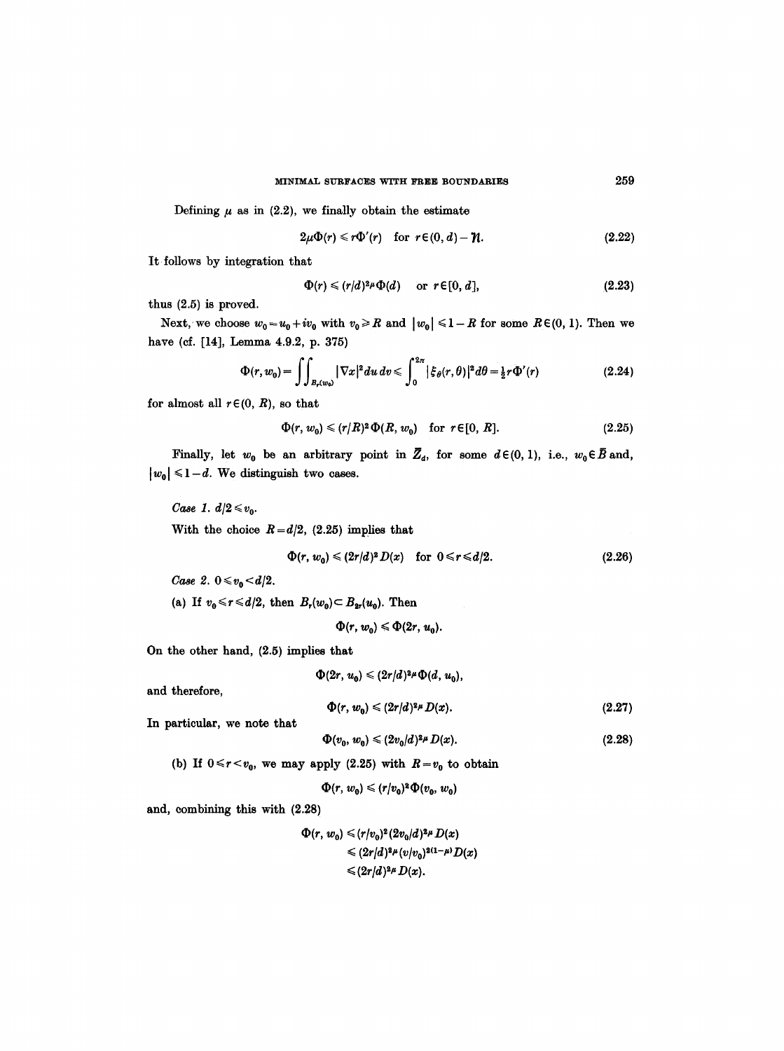Defining $\mu$ as in (2.2), we finally obtain the estimate

$$2\mu\Phi(r) \leqslant r\Phi'(r) \quad \text{for } r \in (0, d) - \mathcal{N}. \tag{2.22}$$

It follows by integration that

$$\Phi(r) \leqslant (r/d)^{2\mu}\Phi(d) \quad \text{or } r \in [0, d], \tag{2.23}$$

thus (2.5) is proved.

Next, we choose $w_0 = u_0 + iv_0$ with $v_0 \geqslant R$ and $|w_0| \leqslant 1 - R$ for some $R \in (0, 1)$. Then we have (cf. [14], Lemma 4.9.2, p. 375)

$$\Phi(r, w_0) = \iint_{B_r(w_0)} |\nabla x|^2 \, du \, dv \leqslant \int_0^{2\pi} |\xi_\theta(r, \theta)|^2 d\theta = \tfrac{1}{2} r\Phi'(r) \tag{2.24}$$

for almost all $r \in (0, R)$, so that

$$\Phi(r, w_0) \leqslant (r/R)^2 \Phi(R, w_0) \quad \text{for } r \in [0, R]. \tag{2.25}$$

Finally, let $w_0$ be an arbitrary point in $\bar{Z}_d$, for some $d \in (0, 1)$, i.e., $w_0 \in \bar{B}$ and, $|w_0| \leqslant 1 - d$. We distinguish two cases.

*Case 1.* $d/2 \leqslant v_0$.

With the choice $R = d/2$, (2.25) implies that

$$\Phi(r, w_0) \leqslant (2r/d)^2 D(x) \quad \text{for } 0 \leqslant r \leqslant d/2. \tag{2.26}$$

*Case 2.* $0 \leqslant v_0 < d/2$.

(a) If $v_0 \leqslant r \leqslant d/2$, then $B_r(w_0) \subset B_{2r}(u_0)$. Then

$$\Phi(r, w_0) \leqslant \Phi(2r, u_0).$$

On the other hand, (2.5) implies that

$$\Phi(2r, u_0) \leqslant (2r/d)^{2\mu} \Phi(d, u_0),$$

and therefore,

$$\Phi(r, w_0) \leqslant (2r/d)^{2\mu} D(x). \tag{2.27}$$

In particular, we note that

$$\Phi(v_0, w_0) \leqslant (2v_0/d)^{2\mu} D(x). \tag{2.28}$$

(b) If $0 \leqslant r < v_0$, we may apply (2.25) with $R = v_0$ to obtain

$$\Phi(r, w_0) \leqslant (r/v_0)^2 \Phi(v_0, w_0)$$

and, combining this with (2.28)

$$\begin{aligned}
\Phi(r, w_0) &\leqslant (r/v_0)^2 (2v_0/d)^{2\mu} D(x) \\
&\leqslant (2r/d)^{2\mu} (v/v_0)^{2(1-\mu)} D(x) \\
&\leqslant (2r/d)^{2\mu} D(x).
\end{aligned}$$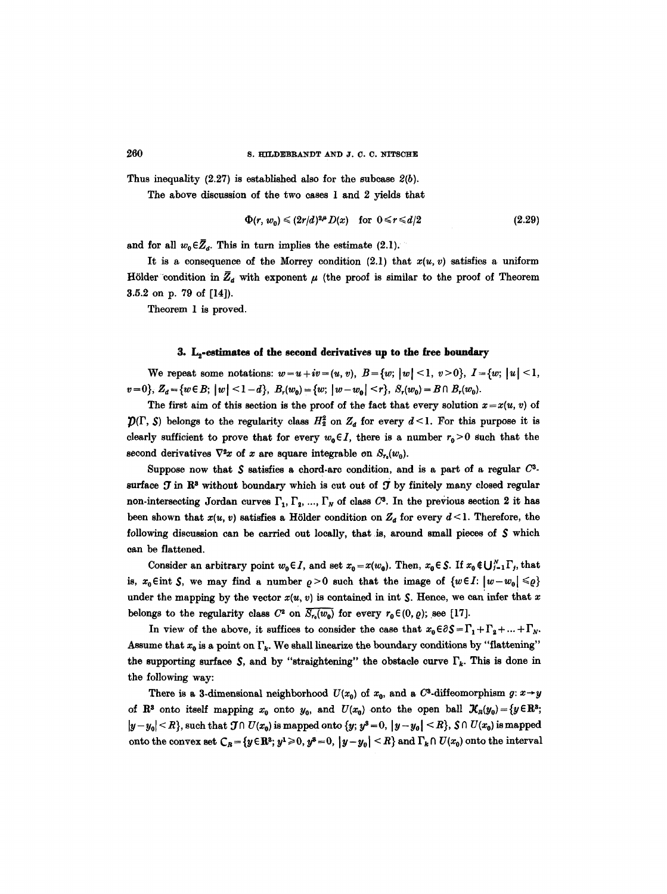Thus inequality (2.27) is established also for the subcase 2(*b*).

The above discussion of the two cases 1 and 2 yields that

$$\Phi(r, w_0) \leq (2r/d)^{2\mu} D(x) \quad \text{for } 0 \leq r \leq d/2 \tag{2.29}$$

and for all $w_0 \in \bar{Z}_d$. This in turn implies the estimate (2.1).

It is a consequence of the Morrey condition (2.1) that $x(u, v)$ satisfies a uniform Hölder condition in $\bar{Z}_d$ with exponent $\mu$ (the proof is similar to the proof of Theorem 3.5.2 on p. 79 of [14]).

Theorem 1 is proved.

## 3. $L_2$-estimates of the second derivatives up to the free boundary

We repeat some notations: $w = u + iv = (u, v)$, $B = \{w;\ |w| < 1,\ v > 0\}$, $I = \{w;\ |u| < 1,\ v = 0\}$, $Z_d = \{w \in B;\ |w| < 1 - d\}$, $B_r(w_0) = \{w;\ |w - w_0| < r\}$, $S_r(w_0) = B \cap B_r(w_0)$.

The first aim of this section is the proof of the fact that every solution $x = x(u, v)$ of $\mathcal{D}(\Gamma, \mathcal{S})$ belongs to the regularity class $H_2^2$ on $Z_d$ for every $d < 1$. For this purpose it is clearly sufficient to prove that for every $w_0 \in I$, there is a number $r_0 > 0$ such that the second derivatives $\nabla^2 x$ of $x$ are square integrable on $S_{r_0}(w_0)$.

Suppose now that $\mathcal{S}$ satisfies a chord-arc condition, and is a part of a regular $C^3$-surface $\mathcal{T}$ in $\mathbf{R}^3$ without boundary which is cut out of $\mathcal{T}$ by finitely many closed regular non-intersecting Jordan curves $\Gamma_1, \Gamma_2, \ldots, \Gamma_N$ of class $C^3$. In the previous section 2 it has been shown that $x(u, v)$ satisfies a Hölder condition on $Z_d$ for every $d < 1$. Therefore, the following discussion can be carried out locally, that is, around small pieces of $\mathcal{S}$ which can be flattened.

Consider an arbitrary point $w_0 \in I$, and set $x_0 = x(w_0)$. Then, $x_0 \in \mathcal{S}$. If $x_0 \notin \bigcup_{j=1}^{N} \Gamma_j$, that is, $x_0 \in \operatorname{int} \mathcal{S}$, we may find a number $\varrho > 0$ such that the image of $\{w \in I:\ |w - w_0| \leq \varrho\}$ under the mapping by the vector $x(u, v)$ is contained in $\operatorname{int} \mathcal{S}$. Hence, we can infer that $x$ belongs to the regularity class $C^2$ on $\overline{S_{r_0}(w_0)}$ for every $r_0 \in (0, \varrho)$; see [17].

In view of the above, it suffices to consider the case that $x_0 \in \partial \mathcal{S} = \Gamma_1 + \Gamma_2 + \ldots + \Gamma_N$. Assume that $x_0$ is a point on $\Gamma_k$. We shall linearize the boundary conditions by "flattening" the supporting surface $\mathcal{S}$, and by "straightening" the obstacle curve $\Gamma_k$. This is done in the following way:

There is a 3-dimensional neighborhood $U(x_0)$ of $x_0$, and a $C^3$-diffeomorphism $g: x \to y$ of $\mathbf{R}^3$ onto itself mapping $x_0$ onto $y_0$, and $U(x_0)$ onto the open ball $\mathcal{K}_R(y_0) = \{y \in \mathbf{R}^3;\ |y - y_0| < R\}$, such that $\mathcal{T} \cap U(x_0)$ is mapped onto $\{y;\ y^3 = 0,\ |y - y_0| < R\}$, $\mathcal{S} \cap U(x_0)$ is mapped onto the convex set $\mathcal{C}_R = \{y \in \mathbf{R}^3;\ y^1 \geq 0,\ y^3 = 0,\ |y - y_0| < R\}$ and $\Gamma_k \cap U(x_0)$ onto the interval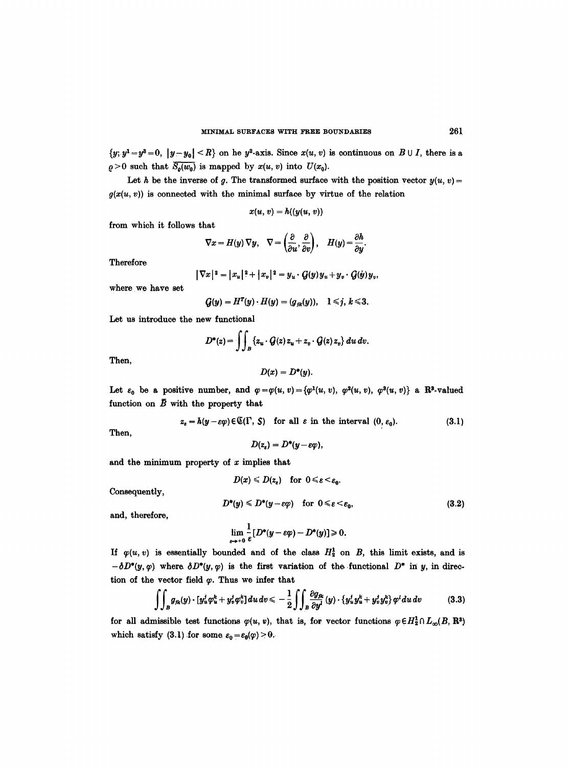$\{y; y^1 = y^3 = 0, |y - y_0| < R\}$ on he $y^2$-axis. Since $x(u, v)$ is continuous on $B \cup I$, there is a $\varrho > 0$ such that $\overline{S_\varrho(w_0)}$ is mapped by $x(u, v)$ into $U(x_0)$.

Let $h$ be the inverse of $g$. The transformed surface with the position vector $y(u, v) = g(x(u, v))$ is connected with the minimal surface by virtue of the relation

$$x(u, v) = h((y(u, v))$$

from which it follows that

$$\nabla x = H(y) \nabla y, \quad \nabla = \left(\frac{\partial}{\partial u}, \frac{\partial}{\partial v}\right), \quad H(y) = \frac{\partial h}{\partial y}.$$

Therefore

$$|\nabla x|^2 = |x_u|^2 + |x_v|^2 = y_u \cdot \mathcal{G}(y) y_u + y_v \cdot \mathcal{G}(y) y_v,$$

where we have set

$$\mathcal{G}(y) = H^T(y) \cdot H(y) = (g_{jk}(y)), \quad 1 \leq j, k \leq 3.$$

Let us introduce the new functional

$$D^*(z) = \iint_B \{z_u \cdot \mathcal{G}(z) z_u + z_v \cdot \mathcal{G}(z) z_v\} \, du \, dv.$$

Then,

$$D(x) = D^*(y).$$

Let $\varepsilon_0$ be a positive number, and $\varphi = \varphi(u, v) = \{\varphi^1(u, v), \varphi^2(u, v), \varphi^3(u, v)\}$ a $\mathbf{R}^3$-valued function on $\bar{B}$ with the property that

$$z_\varepsilon = h(y - \varepsilon\varphi) \in \mathfrak{C}(\Gamma, S) \quad \text{for all } \varepsilon \text{ in the interval } (0, \varepsilon_0). \tag{3.1}$$

Then,

$$D(z_\varepsilon) = D^*(y - \varepsilon\varphi),$$

and the minimum property of $x$ implies that

$$D(x) \leq D(z_\varepsilon) \quad \text{for } 0 \leq \varepsilon < \varepsilon_0.$$

Consequently,

$$D^*(y) \leq D^*(y - \varepsilon\varphi) \quad \text{for } 0 \leq \varepsilon < \varepsilon_0, \tag{3.2}$$

and, therefore,

$$\lim_{\varepsilon \to +0} \frac{1}{\varepsilon}[D^*(y - \varepsilon\varphi) - D^*(y)] \geq 0.$$

If $\varphi(u, v)$ is essentially bounded and of the class $H_2^1$ on $B$, this limit exists, and is $-\delta D^*(y, \varphi)$ where $\delta D^*(y, \varphi)$ is the first variation of the functional $D^*$ in $y$, in direction of the vector field $\varphi$. Thus we infer that

$$\iint_B g_{jk}(y) \cdot [y_u^j \varphi_u^k + y_v^j \varphi_v^k] \, du \, dv \leq -\frac{1}{2} \iint_B \frac{\partial g_{jk}}{\partial y^l}(y) \cdot \{y_u^j y_u^k + y_v^j y_v^k\} \varphi^l \, du \, dv \tag{3.3}$$

for all admissible test functions $\varphi(u, v)$, that is, for vector functions $\varphi \in H_2^1 \cap L_\infty(B, \mathbf{R}^3)$ which satisfy (3.1) for some $\varepsilon_0 = \varepsilon_0(\varphi) > 0$.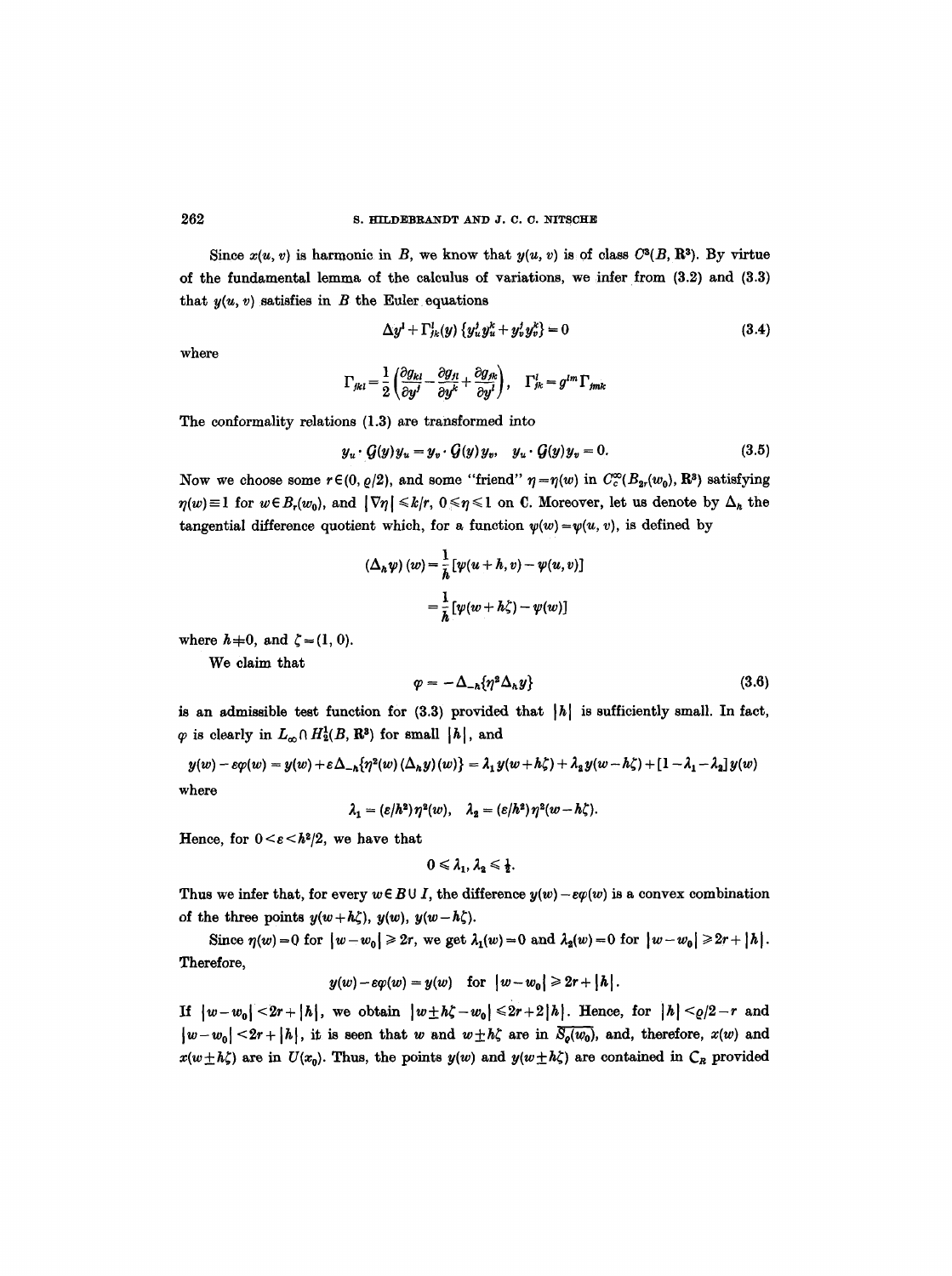Since $x(u, v)$ is harmonic in $B$, we know that $y(u, v)$ is of class $C^3(B, \mathbf{R}^3)$. By virtue of the fundamental lemma of the calculus of variations, we infer from (3.2) and (3.3) that $y(u, v)$ satisfies in $B$ the Euler equations

$$\Delta y^l + \Gamma^l_{jk}(y)\{y^j_u y^k_u + y^j_v y^k_v\} = 0 \tag{3.4}$$

where

$$\Gamma_{jkl} = \frac{1}{2}\left(\frac{\partial g_{kl}}{\partial y^j} - \frac{\partial g_{jl}}{\partial y^k} + \frac{\partial g_{jk}}{\partial y^l}\right), \quad \Gamma^l_{jk} = g^{lm}\Gamma_{jmk}$$

The conformality relations (1.3) are transformed into

$$y_u \cdot \mathcal{G}(y) y_u = y_v \cdot \mathcal{G}(y) y_v, \quad y_u \cdot \mathcal{G}(y) y_v = 0. \tag{3.5}$$

Now we choose some $r \in (0, \varrho/2)$, and some "friend" $\eta = \eta(w)$ in $C^\infty_c(B_{2r}(w_0), \mathbf{R}^3)$ satisfying $\eta(w) \equiv 1$ for $w \in B_r(w_0)$, and $|\nabla\eta| \leqslant k/r$, $0 \leqslant \eta \leqslant 1$ on $\mathbf{C}$. Moreover, let us denote by $\Delta_h$ the tangential difference quotient which, for a function $\psi(w) = \psi(u, v)$, is defined by

$$\begin{aligned}(\Delta_h \psi)(w) &= \frac{1}{h}[\psi(u+h, v) - \psi(u, v)]\\ &= \frac{1}{h}[\psi(w + h\zeta) - \psi(w)]\end{aligned}$$

where $h \neq 0$, and $\zeta = (1, 0)$.

We claim that

$$\varphi = -\Delta_{-h}\{\eta^2 \Delta_h y\} \tag{3.6}$$

is an admissible test function for (3.3) provided that $|h|$ is sufficiently small. In fact, $\varphi$ is clearly in $L_\infty \cap H^1_2(B, \mathbf{R}^3)$ for small $|h|$, and

$$y(w) - \varepsilon\varphi(w) = y(w) + \varepsilon\Delta_{-h}\{\eta^2(w)(\Delta_h y)(w)\} = \lambda_1 y(w + h\zeta) + \lambda_2 y(w - h\zeta) + [1 - \lambda_1 - \lambda_2]y(w)$$

where

$$\lambda_1 = (\varepsilon/h^2)\eta^2(w), \quad \lambda_2 = (\varepsilon/h^2)\eta^2(w - h\zeta).$$

Hence, for $0 < \varepsilon < h^2/2$, we have that

$$0 \leqslant \lambda_1, \lambda_2 \leqslant \tfrac{1}{2}.$$

Thus we infer that, for every $w \in B \cup I$, the difference $y(w) - \varepsilon\varphi(w)$ is a convex combination of the three points $y(w + h\zeta)$, $y(w)$, $y(w - h\zeta)$.

Since $\eta(w) = 0$ for $|w - w_0| \geqslant 2r$, we get $\lambda_1(w) = 0$ and $\lambda_2(w) = 0$ for $|w - w_0| \geqslant 2r + |h|$. Therefore,

$$y(w) - \varepsilon\varphi(w) = y(w) \quad \text{for } |w - w_0| \geqslant 2r + |h|.$$

If $|w - w_0| < 2r + |h|$, we obtain $|w \pm h\zeta - w_0| \leqslant 2r + 2|h|$. Hence, for $|h| < \varrho/2 - r$ and $|w - w_0| < 2r + |h|$, it is seen that $w$ and $w \pm h\zeta$ are in $\overline{S_\varrho(w_0)}$, and, therefore, $x(w)$ and $x(w \pm h\zeta)$ are in $U(x_0)$. Thus, the points $y(w)$ and $y(w \pm h\zeta)$ are contained in $\mathcal{C}_R$ provided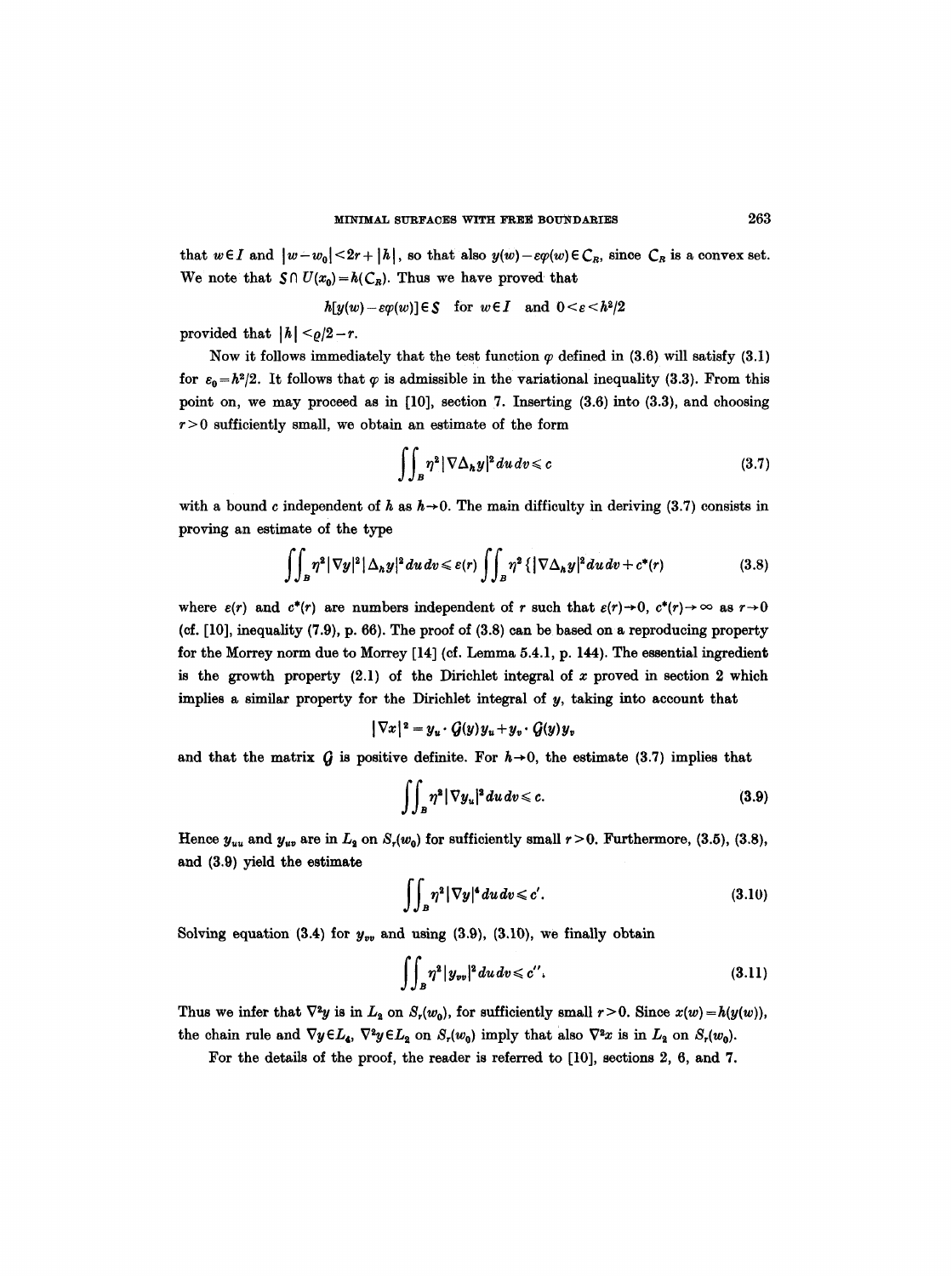that $w \in I$ and $|w - w_0| < 2r + |h|$, so that also $y(w) - \varepsilon\varphi(w) \in \mathcal{C}_R$, since $\mathcal{C}_R$ is a convex set. We note that $\mathcal{S} \cap U(x_0) = h(\mathcal{C}_R)$. Thus we have proved that

$$h[y(w) - \varepsilon\varphi(w)] \in \mathcal{S} \quad \text{for } w \in I \quad \text{and } 0 < \varepsilon < h^2/2$$

provided that $|h| < \varrho/2 - r$.

Now it follows immediately that the test function $\varphi$ defined in (3.6) will satisfy (3.1) for $\varepsilon_0 = h^2/2$. It follows that $\varphi$ is admissible in the variational inequality (3.3). From this point on, we may proceed as in [10], section 7. Inserting (3.6) into (3.3), and choosing $r > 0$ sufficiently small, we obtain an estimate of the form

$$\iint_B \eta^2 |\nabla \Delta_h y|^2 \, du\, dv \leqslant c \tag{3.7}$$

with a bound $c$ independent of $h$ as $h \to 0$. The main difficulty in deriving (3.7) consists in proving an estimate of the type

$$\iint_B \eta^2 |\nabla y|^2 |\Delta_h y|^2 \, du\, dv \leqslant \varepsilon(r) \iint_B \eta^2 \{|\nabla \Delta_h y|^2 \, du\, dv + c^*(r) \tag{3.8}$$

where $\varepsilon(r)$ and $c^*(r)$ are numbers independent of $r$ such that $\varepsilon(r) \to 0$, $c^*(r) \to \infty$ as $r \to 0$ (cf. [10], inequality (7.9), p. 66). The proof of (3.8) can be based on a reproducing property for the Morrey norm due to Morrey [14] (cf. Lemma 5.4.1, p. 144). The essential ingredient is the growth property (2.1) of the Dirichlet integral of $x$ proved in section 2 which implies a similar property for the Dirichlet integral of $y$, taking into account that

$$|\nabla x|^2 = y_u \cdot \mathcal{G}(y) y_u + y_v \cdot \mathcal{G}(y) y_v$$

and that the matrix $\mathcal{G}$ is positive definite. For $h \to 0$, the estimate (3.7) implies that

$$\iint_B \eta^2 |\nabla y_u|^2 \, du\, dv \leqslant c. \tag{3.9}$$

Hence $y_{uu}$ and $y_{uv}$ are in $L_2$ on $S_r(w_0)$ for sufficiently small $r > 0$. Furthermore, (3.5), (3.8), and (3.9) yield the estimate

$$\iint_B \eta^2 |\nabla y|^4 \, du\, dv \leqslant c'. \tag{3.10}$$

Solving equation (3.4) for $y_{vv}$ and using (3.9), (3.10), we finally obtain

$$\iint_B \eta^2 |y_{vv}|^2 \, du\, dv \leqslant c''. \tag{3.11}$$

Thus we infer that $\nabla^2 y$ is in $L_2$ on $S_r(w_0)$, for sufficiently small $r > 0$. Since $x(w) = h(y(w))$, the chain rule and $\nabla y \in L_4$, $\nabla^2 y \in L_2$ on $S_r(w_0)$ imply that also $\nabla^2 x$ is in $L_2$ on $S_r(w_0)$.

For the details of the proof, the reader is referred to [10], sections 2, 6, and 7.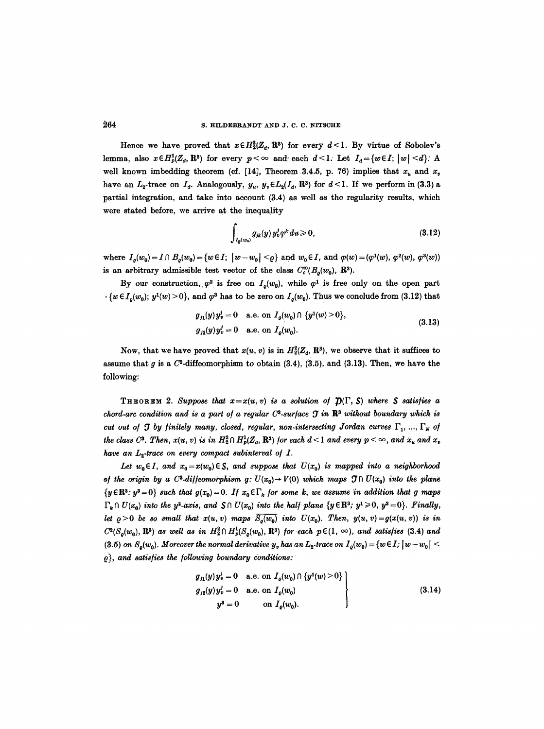Hence we have proved that $x \in H_2^2(Z_d, \mathbf{R}^3)$ for every $d<1$. By virtue of Sobolev's lemma, also $x \in H_p^1(Z_d, \mathbf{R}^3)$ for every $p<\infty$ and each $d<1$. Let $I_d = \{w \in I;\ |w|<d\}$. A well known imbedding theorem (cf. [14], Theorem 3.4.5, p. 76) implies that $x_u$ and $x_v$ have an $L_2$-trace on $I_d$. Analogously, $y_u, y_v \in L_2(I_d, \mathbf{R}^3)$ for $d<1$. If we perform in (3.3) a partial integration, and take into account (3.4) as well as the regularity results, which were stated before, we arrive at the inequality

$$\int_{I_\varrho(w_0)} g_{jk}(y)\, y_v^j \varphi^k\, du \geqslant 0, \tag{3.12}$$

where $I_\varrho(w_0) = I \cap B_\varrho(w_0) = \{w \in I;\ |w-w_0|<\varrho\}$ and $w_0 \in I$, and $\varphi(w) = (\varphi^1(w), \varphi^2(w), \varphi^3(w))$ is an arbitrary admissible test vector of the class $C_c^\infty(B_\varrho(w_0), \mathbf{R}^3)$.

By our construction, $\varphi^2$ is free on $I_\varrho(w_0)$, while $\varphi^1$ is free only on the open part $\{w \in I_\varrho(w_0);\ y^1(w)>0\}$, and $\varphi^3$ has to be zero on $I_\varrho(w_0)$. Thus we conclude from (3.12) that

$$\begin{aligned} g_{j1}(y)\, y_v^j &= 0 \quad \text{a.e. on } I_\varrho(w_0) \cap \{y^1(w)>0\}, \\ g_{j2}(y)\, y_v^j &= 0 \quad \text{a.e. on } I_\varrho(w_0). \end{aligned} \tag{3.13}$$

Now, that we have proved that $x(u,v)$ is in $H_2^2(Z_d, \mathbf{R}^3)$, we observe that it suffices to assume that $g$ is a $C^2$-diffeomorphism to obtain (3.4), (3.5), and (3.13). Then, we have the following:

THEOREM 2. *Suppose that $x = x(u,v)$ is a solution of $\mathcal{P}(\Gamma, S)$ where $S$ satisfies a chord-arc condition and is a part of a regular $C^3$-surface $\mathcal{T}$ in $\mathbf{R}^3$ without boundary which is cut out of $\mathcal{T}$ by finitely many, closed, regular, non-intersecting Jordan curves $\Gamma_1, \ldots, \Gamma_N$ of the class $C^3$. Then, $x(u,v)$ is in $H_2^2 \cap H_p^1(Z_d, \mathbf{R}^3)$ for each $d<1$ and every $p<\infty$, and $x_u$ and $x_v$ have an $L_2$-trace on every compact subinterval of $I$.*

*Let $w_0 \in I$, and $x_0 = x(w_0) \in S$, and suppose that $U(x_0)$ is mapped into a neighborhood of the origin by a $C^3$-diffeomorphism $g: U(x_0) \to V(0)$ which maps $\mathcal{T} \cap U(x_0)$ into the plane $\{y \in \mathbf{R}^3;\ y^3 = 0\}$ such that $g(x_0) = 0$. If $x_0 \in \Gamma_k$ for some $k$, we assume in addition that $g$ maps $\Gamma_k \cap U(x_0)$ into the $y^2$-axis, and $S \cap U(x_0)$ into the half plane $\{y \in \mathbf{R}^3;\ y^1 \geqslant 0,\ y^3 = 0\}$. Finally, let $\varrho>0$ be so small that $x(u,v)$ maps $\overline{S_\varrho(w_0)}$ into $U(x_0)$. Then, $y(u,v) = g(x(u,v))$ is in $C^2(S_\varrho(w_0), \mathbf{R}^3)$ as well as in $H_2^2 \cap H_p^1(S_\varrho(w_0), \mathbf{R}^3)$ for each $p \in (1, \infty)$, and satisfies (3.4) and (3.5) on $S_\varrho(w_0)$. Moreover the normal derivative $y_v$ has an $L_2$-trace on $I_\varrho(w_0) = \{w \in I;\ |w-w_0| < \varrho\}$, and satisfies the following boundary conditions:*

$$\left.\begin{aligned} g_{j1}(y)\, y_v^j &= 0 \quad \text{a.e. on } I_\varrho(w_0) \cap \{y^1(w)>0\} \\ g_{j2}(y)\, y_v^j &= 0 \quad \text{a.e. on } I_\varrho(w_0) \\ y^3 &= 0 \quad \quad \text{on } I_\varrho(w_0). \end{aligned}\right\} \tag{3.14}$$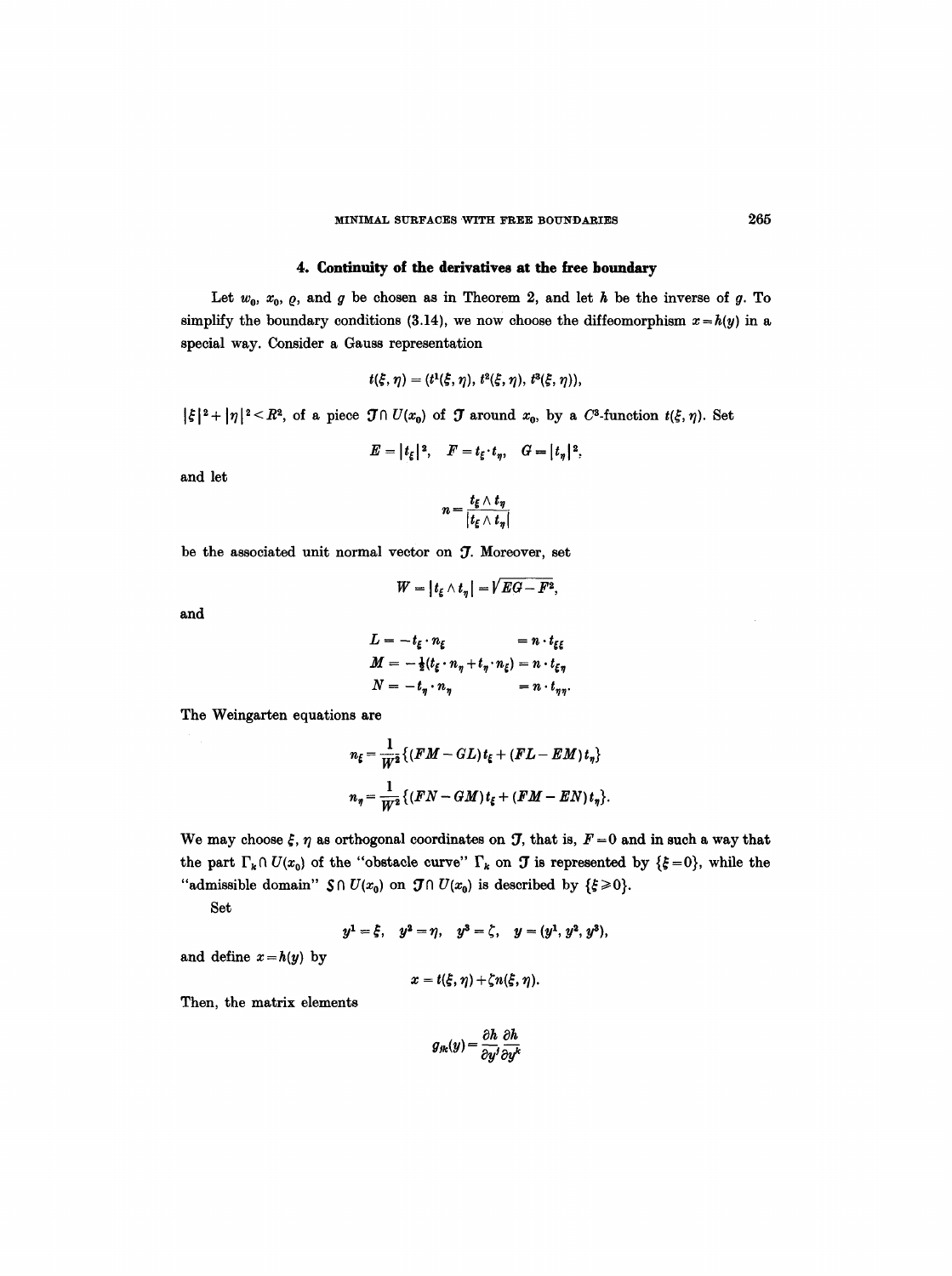## 4. Continuity of the derivatives at the free boundary

Let $w_0$, $x_0$, $\varrho$, and $g$ be chosen as in Theorem 2, and let $h$ be the inverse of $g$. To simplify the boundary conditions (3.14), we now choose the diffeomorphism $x = h(y)$ in a special way. Consider a Gauss representation

$$t(\xi, \eta) = (t^1(\xi, \eta), t^2(\xi, \eta), t^3(\xi, \eta)),$$

$|\xi|^2 + |\eta|^2 < R^2$, of a piece $\mathcal{T} \cap U(x_0)$ of $\mathcal{T}$ around $x_0$, by a $C^3$-function $t(\xi, \eta)$. Set

$$E = |t_\xi|^2, \quad F = t_\xi \cdot t_\eta, \quad G = |t_\eta|^2,$$

and let

$$n = \frac{t_\xi \wedge t_\eta}{|t_\xi \wedge t_\eta|}$$

be the associated unit normal vector on $\mathcal{T}$. Moreover, set

$$W = |t_\xi \wedge t_\eta| = \sqrt{EG - F^2},$$

and

$$\begin{aligned}
L &= -t_\xi \cdot n_\xi &&= n \cdot t_{\xi\xi} \\
M &= -\tfrac{1}{2}(t_\xi \cdot n_\eta + t_\eta \cdot n_\xi) &&= n \cdot t_{\xi\eta} \\
N &= -t_\eta \cdot n_\eta &&= n \cdot t_{\eta\eta}.
\end{aligned}$$

The Weingarten equations are

$$n_\xi = \frac{1}{W^2}\{(FM - GL)t_\xi + (FL - EM)t_\eta\}$$

$$n_\eta = \frac{1}{W^2}\{(FN - GM)t_\xi + (FM - EN)t_\eta\}.$$

We may choose $\xi$, $\eta$ as orthogonal coordinates on $\mathcal{T}$, that is, $F = 0$ and in such a way that the part $\Gamma_k \cap U(x_0)$ of the "obstacle curve" $\Gamma_k$ on $\mathcal{T}$ is represented by $\{\xi = 0\}$, while the "admissible domain" $\mathcal{S} \cap U(x_0)$ on $\mathcal{T} \cap U(x_0)$ is described by $\{\xi \geq 0\}$.

Set

$$y^1 = \xi, \quad y^2 = \eta, \quad y^3 = \zeta, \quad y = (y^1, y^2, y^3),$$

and define $x = h(y)$ by

$$x = t(\xi, \eta) + \zeta n(\xi, \eta).$$

Then, the matrix elements

$$g_{jk}(y) = \frac{\partial h}{\partial y^j}\frac{\partial h}{\partial y^k}$$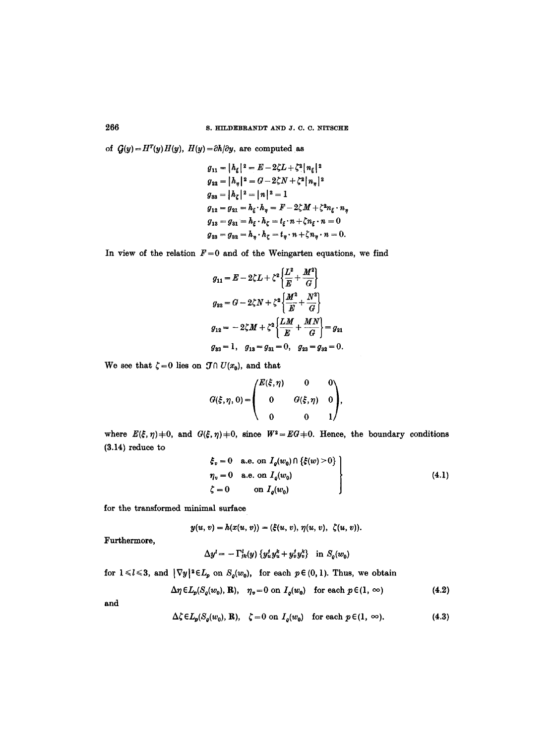of $\mathcal{G}(y) = H^T(y)H(y)$, $H(y) = \partial h/\partial y$, are computed as

$$
\begin{aligned}
g_{11} &= |h_\xi|^2 = E - 2\zeta L + \zeta^2 |n_\xi|^2 \\
g_{22} &= |h_\eta|^2 = G - 2\zeta N + \zeta^2 |n_\eta|^2 \\
g_{33} &= |h_\zeta|^2 = |n|^2 = 1 \\
g_{12} &= g_{21} = h_\xi \cdot h_\eta = F - 2\zeta M + \zeta^2 n_\xi \cdot n_\eta \\
g_{13} &= g_{31} = h_\xi \cdot h_\zeta = t_\xi \cdot n + \zeta n_\xi \cdot n = 0 \\
g_{23} &= g_{32} = h_\eta \cdot h_\zeta = t_\eta \cdot n + \zeta n_\eta \cdot n = 0.
\end{aligned}
$$

In view of the relation $F = 0$ and of the Weingarten equations, we find

$$
\begin{aligned}
g_{11} &= E - 2\zeta L + \zeta^2 \left\{ \frac{L^2}{E} + \frac{M^2}{G} \right\} \\
g_{22} &= G - 2\zeta N + \zeta^2 \left\{ \frac{M^2}{E} + \frac{N^2}{G} \right\} \\
g_{12} &= -2\zeta M + \zeta^2 \left\{ \frac{LM}{E} + \frac{MN}{G} \right\} = g_{21} \\
g_{33} &= 1, \quad g_{13} = g_{31} = 0, \quad g_{23} = g_{32} = 0.
\end{aligned}
$$

We see that $\zeta = 0$ lies on $\mathcal{T} \cap U(x_0)$, and that

$$
G(\xi, \eta, 0) = \begin{pmatrix} E(\xi,\eta) & 0 & 0 \\ 0 & G(\xi,\eta) & 0 \\ 0 & 0 & 1 \end{pmatrix},
$$

where $E(\xi,\eta) \neq 0$, and $G(\xi,\eta) \neq 0$, since $W^2 = EG \neq 0$. Hence, the boundary conditions (3.14) reduce to

$$
\left.
\begin{aligned}
\xi_v &= 0 \quad \text{a.e. on } I_\varrho(w_0) \cap \{\xi(w) > 0\} \\
\eta_v &= 0 \quad \text{a.e. on } I_\varrho(w_0) \\
\zeta &= 0 \qquad \text{on } I_\varrho(w_0)
\end{aligned}
\right\}
\tag{4.1}
$$

for the transformed minimal surface

$$
y(u,v) = h(x(u,v)) = (\xi(u,v), \eta(u,v), \zeta(u,v)).
$$

Furthermore,

$$
\Delta y^l = -\Gamma^l_{jk}(y)\{y^j_u y^k_u + y^j_v y^k_v\} \quad \text{in } S_\varrho(w_0)
$$

for $1 \leq l \leq 3$, and $|\nabla y|^2 \in L_p$ on $S_\varrho(w_0)$, for each $p \in (0,1)$. Thus, we obtain

$$
\Delta \eta \in L_p(S_\varrho(w_0), \mathbf{R}), \quad \eta_v = 0 \text{ on } I_\varrho(w_0) \quad \text{for each } p \in (1, \infty) \tag{4.2}
$$

and

$$
\Delta \zeta \in L_p(S_\varrho(w_0), \mathbf{R}), \quad \zeta = 0 \text{ on } I_\varrho(w_0) \quad \text{for each } p \in (1, \infty). \tag{4.3}
$$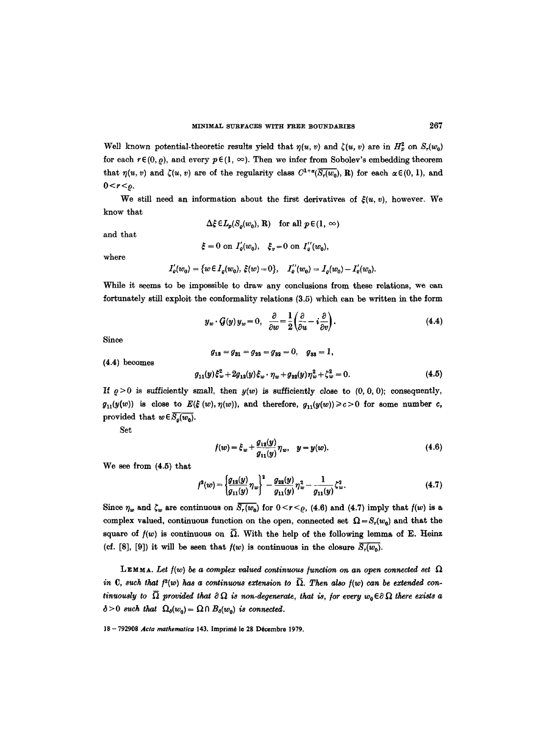Well known potential-theoretic results yield that $\eta(u, v)$ and $\zeta(u, v)$ are in $H_p^2$ on $S_r(w_0)$ for each $r \in (0, \varrho)$, and every $p \in (1, \infty)$. Then we infer from Sobolev's embedding theorem that $\eta(u, v)$ and $\zeta(u, v)$ are of the regularity class $C^{1+\alpha}(\overline{S_r(w_0)}, \mathbf{R})$ for each $\alpha \in (0, 1)$, and $0 < r < \varrho$.

We still need an information about the first derivatives of $\xi(u, v)$, however. We know that

$$\Delta \xi \in L_p(S_\varrho(w_0), \mathbf{R}) \quad \text{for all } p \in (1, \infty)$$

and that

$$\xi = 0 \text{ on } I'_\varrho(w_0), \quad \xi_v = 0 \text{ on } I''_\varrho(w_0),$$

where

$$I'_\varrho(w_0) = \{w \in I_\varrho(w_0),\ \xi(w) = 0\}, \quad I''_\varrho(w_0) = I_\varrho(w_0) - I'_\varrho(w_0).$$

While it seems to be impossible to draw any conclusions from these relations, we can fortunately still exploit the conformality relations (3.5) which can be written in the form

$$y_w \cdot \mathcal{G}(y) y_w = 0, \quad \frac{\partial}{\partial w} = \frac{1}{2}\left(\frac{\partial}{\partial u} - i\frac{\partial}{\partial v}\right). \tag{4.4}$$

Since

$$g_{13} = g_{31} = g_{23} = g_{32} = 0, \quad g_{33} = 1,$$

(4.4) becomes

$$g_{11}(y)\xi_w^2 + 2g_{12}(y)\xi_w \cdot \eta_w + g_{22}(y)\eta_w^2 + \zeta_w^2 = 0. \tag{4.5}$$

If $\varrho > 0$ is sufficiently small, then $y(w)$ is sufficiently close to $(0, 0, 0)$; consequently, $g_{11}(y(w))$ is close to $E(\xi(w), \eta(w))$, and therefore, $g_{11}(y(w)) \geq c > 0$ for some number $c$, provided that $w \in \overline{S_\varrho(w_0)}$.

Set

$$f(w) = \xi_w + \frac{g_{12}(y)}{g_{11}(y)}\eta_w, \quad y = y(w). \tag{4.6}$$

We see from (4.5) that

$$f^2(w) = \left\{\frac{g_{12}(y)}{g_{11}(y)}\eta_w\right\}^2 - \frac{g_{22}(y)}{g_{11}(y)}\eta_w^2 - \frac{1}{g_{11}(y)}\zeta_w^2. \tag{4.7}$$

Since $\eta_w$ and $\zeta_w$ are continuous on $\overline{S_r(w_0)}$ for $0 < r < \varrho$, (4.6) and (4.7) imply that $f(w)$ is a complex valued, continuous function on the open, connected set $\Omega = S_r(w_0)$ and that the square of $f(w)$ is continuous on $\overline{\Omega}$. With the help of the following lemma of E. Heinz (cf. [8], [9]) it will be seen that $f(w)$ is continuous in the closure $\overline{S_r(w_0)}$.

**Lemma.** *Let $f(w)$ be a complex valued continuous function on an open connected set $\Omega$ in $\mathbf{C}$, such that $f^2(w)$ has a continuous extension to $\overline{\Omega}$. Then also $f(w)$ can be extended continuously to $\overline{\Omega}$ provided that $\partial\Omega$ is non-degenerate, that is, for every $w_0 \in \partial\Omega$ there exists a $\delta > 0$ such that $\Omega_\delta(w_0) = \Omega \cap B_\delta(w_0)$ is connected.*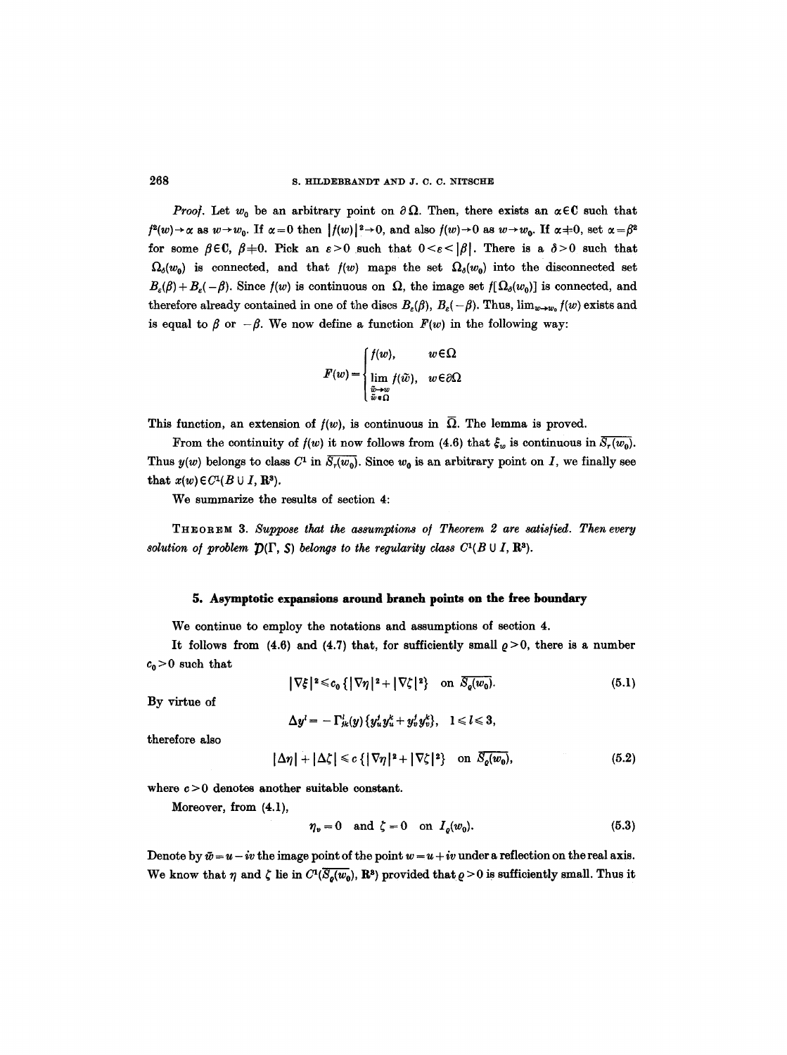*Proof.* Let $w_0$ be an arbitrary point on $\partial\Omega$. Then, there exists an $\alpha \in \mathbf{C}$ such that $f^2(w) \to \alpha$ as $w \to w_0$. If $\alpha = 0$ then $|f(w)|^2 \to 0$, and also $f(w) \to 0$ as $w \to w_0$. If $\alpha \neq 0$, set $\alpha = \beta^2$ for some $\beta \in \mathbf{C}$, $\beta \neq 0$. Pick an $\varepsilon > 0$ such that $0 < \varepsilon < |\beta|$. There is a $\delta > 0$ such that $\Omega_\delta(w_0)$ is connected, and that $f(w)$ maps the set $\Omega_\delta(w_0)$ into the disconnected set $B_\varepsilon(\beta) + B_\varepsilon(-\beta)$. Since $f(w)$ is continuous on $\Omega$, the image set $f[\Omega_\delta(w_0)]$ is connected, and therefore already contained in one of the discs $B_\varepsilon(\beta)$, $B_\varepsilon(-\beta)$. Thus, $\lim_{w \to w_0} f(w)$ exists and is equal to $\beta$ or $-\beta$. We now define a function $F(w)$ in the following way:

$$F(w) = \begin{cases} f(w), & w \in \Omega \\ \lim\limits_{\substack{\tilde{w} \to w \\ \tilde{w} \in \Omega}} f(\tilde{w}), & w \in \partial\Omega \end{cases}$$

This function, an extension of $f(w)$, is continuous in $\bar{\Omega}$. The lemma is proved.

From the continuity of $f(w)$ it now follows from (4.6) that $\xi_w$ is continuous in $\overline{S_r(w_0)}$. Thus $y(w)$ belongs to class $C^1$ in $\overline{S_r(w_0)}$. Since $w_0$ is an arbitrary point on $I$, we finally see that $x(w) \in C^1(B \cup I, \mathbf{R}^3)$.

We summarize the results of section 4:

**Theorem 3.** *Suppose that the assumptions of Theorem 2 are satisfied. Then every solution of problem $\mathfrak{P}(\Gamma, S)$ belongs to the regularity class $C^1(B \cup I, \mathbf{R}^3)$.*

## 5. Asymptotic expansions around branch points on the free boundary

We continue to employ the notations and assumptions of section 4.

It follows from (4.6) and (4.7) that, for sufficiently small $\varrho > 0$, there is a number $c_0 > 0$ such that

$$|\nabla\xi|^2 \leqslant c_0\{|\nabla\eta|^2 + |\nabla\zeta|^2\} \quad \text{on } \overline{S_\varrho(w_0)}. \tag{5.1}$$

By virtue of

$$\Delta y^l = -\Gamma^l_{jk}(y)\{y^j_u y^k_u + y^j_v y^k_v\}, \quad 1 \leqslant l \leqslant 3,$$

therefore also

$$|\Delta\eta| + |\Delta\zeta| \leqslant c\{|\nabla\eta|^2 + |\nabla\zeta|^2\} \quad \text{on } \overline{S_\varrho(w_0)}, \tag{5.2}$$

where $c > 0$ denotes another suitable constant.

Moreover, from (4.1),

$$\eta_v = 0 \quad \text{and} \quad \zeta = 0 \quad \text{on } I_\varrho(w_0). \tag{5.3}$$

Denote by $\bar{w} = u - iv$ the image point of the point $w = u + iv$ under a reflection on the real axis. We know that $\eta$ and $\zeta$ lie in $C^1(\overline{S_\varrho(w_0)}, \mathbf{R}^3)$ provided that $\varrho > 0$ is sufficiently small. Thus it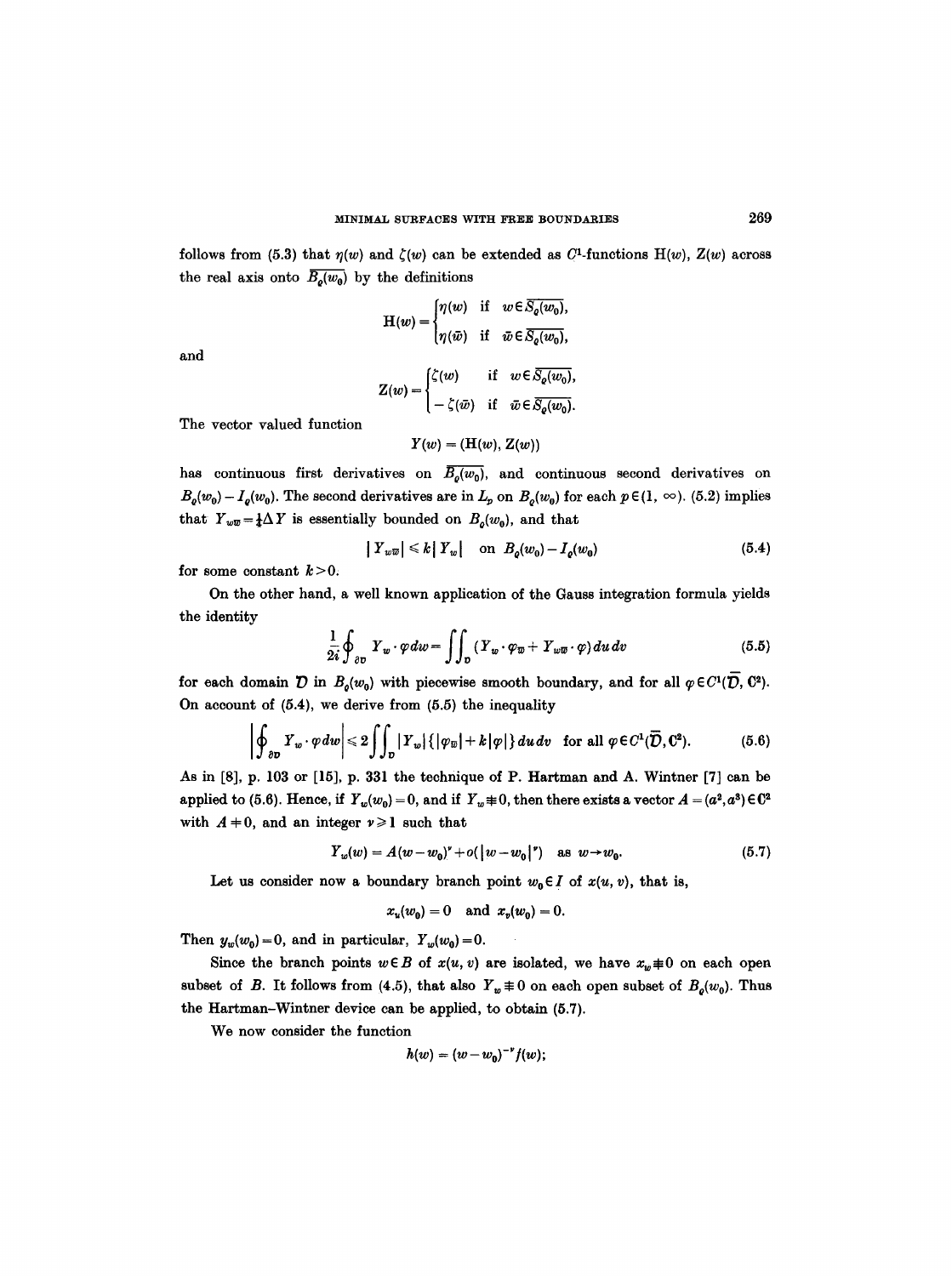follows from (5.3) that $\eta(w)$ and $\zeta(w)$ can be extended as $C^1$-functions $\mathrm{H}(w)$, $\mathrm{Z}(w)$ across the real axis onto $\overline{B_\varrho(w_0)}$ by the definitions

$$\mathrm{H}(w) = \begin{cases} \eta(w) & \text{if } w \in \overline{S_\varrho(w_0)}, \\ \eta(\bar{w}) & \text{if } \bar{w} \in \overline{S_\varrho(w_0)}, \end{cases}$$

and

$$\mathrm{Z}(w) = \begin{cases} \zeta(w) & \text{if } w \in \overline{S_\varrho(w_0)}, \\ -\zeta(\bar{w}) & \text{if } \bar{w} \in \overline{S_\varrho(w_0)}. \end{cases}$$

The vector valued function

$$Y(w) = (\mathrm{H}(w), \mathrm{Z}(w))$$

has continuous first derivatives on $\overline{B_\varrho(w_0)}$, and continuous second derivatives on $B_\varrho(w_0) - I_\varrho(w_0)$. The second derivatives are in $L_p$ on $B_\varrho(w_0)$ for each $p \in (1, \infty)$. (5.2) implies that $Y_{w\bar{w}} = \frac{1}{4}\Delta Y$ is essentially bounded on $B_\varrho(w_0)$, and that

$$|Y_{w\bar{w}}| \leq k |Y_w| \quad \text{on } B_\varrho(w_0) - I_\varrho(w_0) \tag{5.4}$$

for some constant $k > 0$.

On the other hand, a well known application of the Gauss integration formula yields the identity

$$\frac{1}{2i} \oint_{\partial \mathcal{D}} Y_w \cdot \varphi \, dw = \iint_{\mathcal{D}} (Y_w \cdot \varphi_{\bar{w}} + Y_{w\bar{w}} \cdot \varphi) \, du \, dv \tag{5.5}$$

for each domain $\mathcal{D}$ in $B_\varrho(w_0)$ with piecewise smooth boundary, and for all $\varphi \in C^1(\overline{\mathcal{D}}, \mathbb{C}^2)$. On account of (5.4), we derive from (5.5) the inequality

$$\left| \oint_{\partial \mathcal{D}} Y_w \cdot \varphi \, dw \right| \leq 2 \iint_{\mathcal{D}} |Y_w| \{ |\varphi_{\bar{w}}| + k |\varphi| \} \, du \, dv \quad \text{for all } \varphi \in C^1(\overline{\mathcal{D}}, \mathbb{C}^2). \tag{5.6}$$

As in [8], p. 103 or [15], p. 331 the technique of P. Hartman and A. Wintner [7] can be applied to (5.6). Hence, if $Y_w(w_0) = 0$, and if $Y_w \not\equiv 0$, then there exists a vector $A = (a^2, a^3) \in \mathbb{C}^2$ with $A \neq 0$, and an integer $\nu \geq 1$ such that

$$Y_w(w) = A(w - w_0)^\nu + o(|w - w_0|^\nu) \quad \text{as } w \to w_0. \tag{5.7}$$

Let us consider now a boundary branch point $w_0 \in I$ of $x(u, v)$, that is,

$$x_u(w_0) = 0 \quad \text{and} \quad x_v(w_0) = 0.$$

Then $y_w(w_0) = 0$, and in particular, $Y_w(w_0) = 0$.

Since the branch points $w \in B$ of $x(u, v)$ are isolated, we have $x_w \not\equiv 0$ on each open subset of $B$. It follows from (4.5), that also $Y_w \not\equiv 0$ on each open subset of $B_\varrho(w_0)$. Thus the Hartman–Wintner device can be applied, to obtain (5.7).

We now consider the function

$$h(w) = (w - w_0)^{-\nu} f(w);$$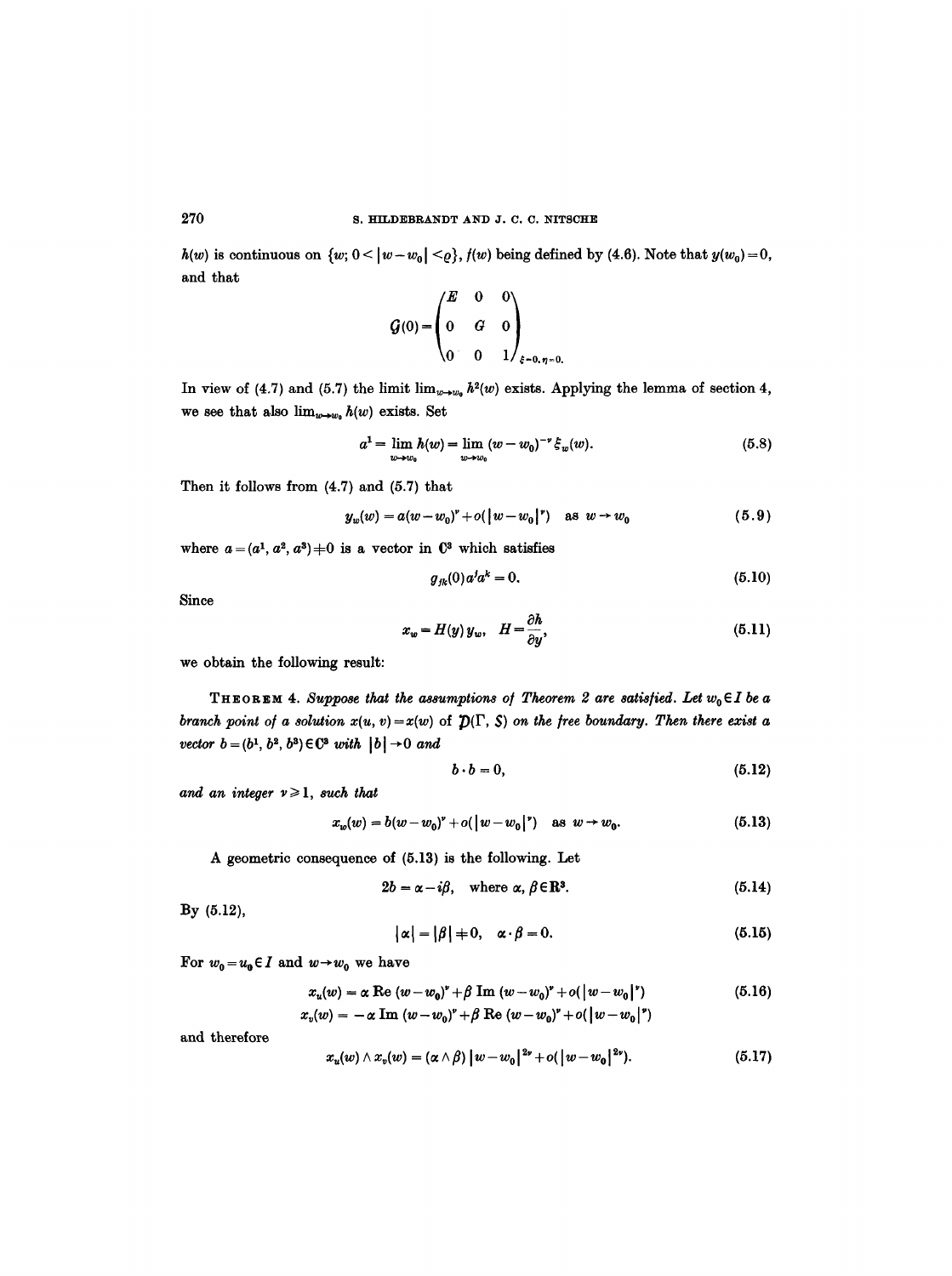$h(w)$ is continuous on $\{w; 0 < |w - w_0| < \varrho\}$, $f(w)$ being defined by (4.6). Note that $y(w_0) = 0$, and that

$$\mathcal{G}(0) = \begin{pmatrix} E & 0 & 0 \\ 0 & G & 0 \\ 0 & 0 & 1 \end{pmatrix}_{\xi=0,\,\eta=0}.$$

In view of (4.7) and (5.7) the limit $\lim_{w \to w_0} h^2(w)$ exists. Applying the lemma of section 4, we see that also $\lim_{w \to w_0} h(w)$ exists. Set

$$a^1 = \lim_{w \to w_0} h(w) = \lim_{w \to w_0} (w - w_0)^{-\nu} \xi_w(w). \tag{5.8}$$

Then it follows from (4.7) and (5.7) that

$$y_w(w) = a(w - w_0)^\nu + o(|w - w_0|^\nu) \quad \text{as } w \to w_0 \tag{5.9}$$

where $a = (a^1, a^2, a^3) \neq 0$ is a vector in $\mathbf{C}^3$ which satisfies

$$g_{jk}(0) a^j a^k = 0. \tag{5.10}$$

Since

$$x_w = H(y) y_w, \quad H = \frac{\partial h}{\partial y}, \tag{5.11}$$

we obtain the following result:

**Theorem 4.** *Suppose that the assumptions of Theorem 2 are satisfied. Let $w_0 \in I$ be a branch point of a solution $x(u, v) = x(w)$ of $\mathfrak{D}(\Gamma, S)$ on the free boundary. Then there exist a vector $b = (b^1, b^2, b^3) \in \mathbf{C}^3$ with $|b| \neq 0$ and*

$$b \cdot b = 0, \tag{5.12}$$

*and an integer $\nu \geqslant 1$, such that*

$$x_w(w) = b(w - w_0)^\nu + o(|w - w_0|^\nu) \quad \text{as } w \to w_0. \tag{5.13}$$

A geometric consequence of (5.13) is the following. Let

$$2b = \alpha - i\beta, \quad \text{where } \alpha, \beta \in \mathbf{R}^3. \tag{5.14}$$

By (5.12),

$$|\alpha| = |\beta| \neq 0, \quad \alpha \cdot \beta = 0. \tag{5.15}$$

For $w_0 = u_0 \in I$ and $w \to w_0$ we have

$$\begin{aligned} x_u(w) &= \alpha \operatorname{Re} (w - w_0)^\nu + \beta \operatorname{Im} (w - w_0)^\nu + o(|w - w_0|^\nu) \\ x_v(w) &= -\alpha \operatorname{Im} (w - w_0)^\nu + \beta \operatorname{Re} (w - w_0)^\nu + o(|w - w_0|^\nu) \end{aligned} \tag{5.16}$$

and therefore

$$x_u(w) \wedge x_v(w) = (\alpha \wedge \beta) |w - w_0|^{2\nu} + o(|w - w_0|^{2\nu}). \tag{5.17}$$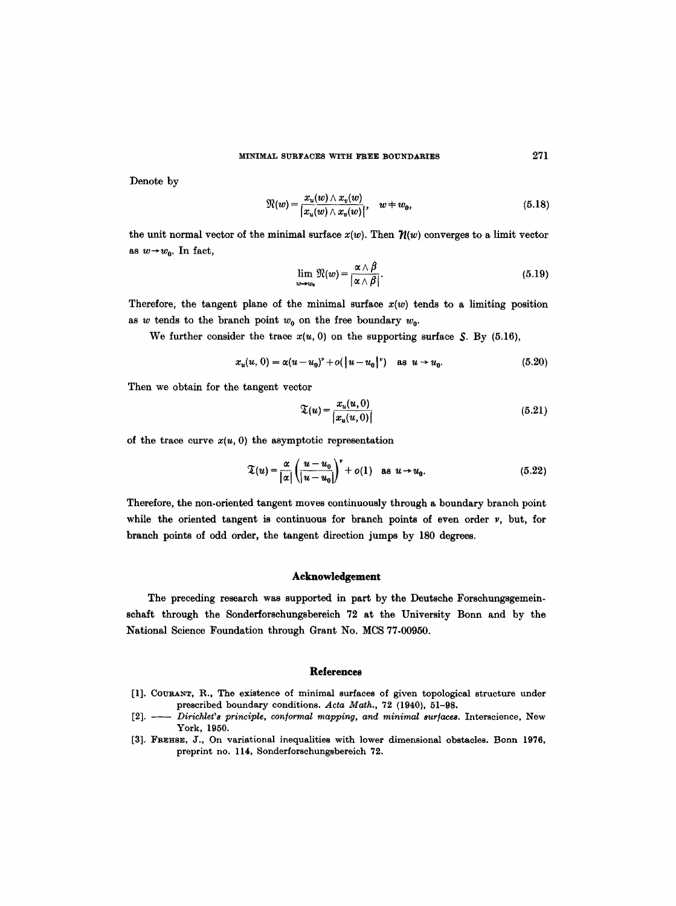Denote by

$$\mathfrak{N}(w) = \frac{x_u(w) \wedge x_v(w)}{|x_u(w) \wedge x_v(w)|}, \quad w \neq w_0, \tag{5.18}$$

the unit normal vector of the minimal surface $x(w)$. Then $\mathfrak{N}(w)$ converges to a limit vector as $w \to w_0$. In fact,

$$\lim_{w \to w_0} \mathfrak{N}(w) = \frac{\alpha \wedge \beta}{|\alpha \wedge \beta|}. \tag{5.19}$$

Therefore, the tangent plane of the minimal surface $x(w)$ tends to a limiting position as $w$ tends to the branch point $w_0$ on the free boundary $w_0$.

We further consider the trace $x(u, 0)$ on the supporting surface $S$. By (5.16),

$$x_u(u, 0) = \alpha(u - u_0)^\nu + o(|u - u_0|^\nu) \quad \text{as } u \to u_0. \tag{5.20}$$

Then we obtain for the tangent vector

$$\mathfrak{T}(u) = \frac{x_u(u, 0)}{|x_u(u, 0)|} \tag{5.21}$$

of the trace curve $x(u, 0)$ the asymptotic representation

$$\mathfrak{T}(u) = \frac{\alpha}{|\alpha|} \left( \frac{u - u_0}{|u - u_0|} \right)^\nu + o(1) \quad \text{as } u \to u_0. \tag{5.22}$$

Therefore, the non-oriented tangent moves continuously through a boundary branch point while the oriented tangent is continuous for branch points of even order $\nu$, but, for branch points of odd order, the tangent direction jumps by 180 degrees.

## Acknowledgement

The preceding research was supported in part by the Deutsche Forschungsgemeinschaft through the Sonderforschungsbereich 72 at the University Bonn and by the National Science Foundation through Grant No. MCS 77-00950.

## References

[1]. Courant, R., The existence of minimal surfaces of given topological structure under prescribed boundary conditions. *Acta Math.*, 72 (1940), 51–98.

[2]. —— *Dirichlet's principle, conformal mapping, and minimal surfaces.* Interscience, New York, 1950.

[3]. Frehse, J., On variational inequalities with lower dimensional obstacles. Bonn 1976, preprint no. 114, Sonderforschungsbereich 72.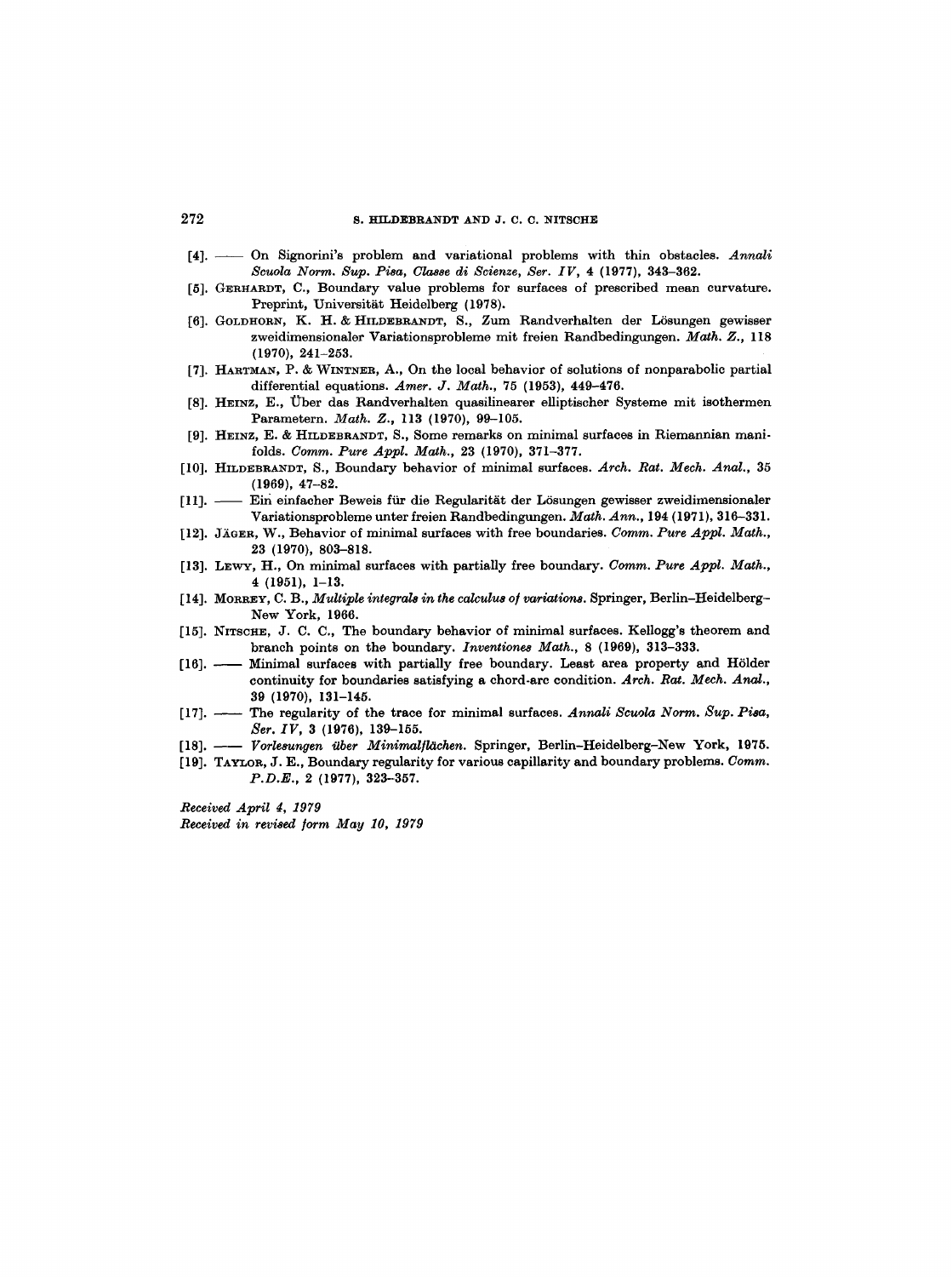[4]. —— On Signorini's problem and variational problems with thin obstacles. *Annali Scuola Norm. Sup. Pisa, Classe di Scienze, Ser. IV*, 4 (1977), 343–362.

[5]. GERHARDT, C., Boundary value problems for surfaces of prescribed mean curvature. Preprint, Universität Heidelberg (1978).

[6]. GOLDHORN, K. H. & HILDEBRANDT, S., Zum Randverhalten der Lösungen gewisser zweidimensionaler Variationsprobleme mit freien Randbedingungen. *Math. Z.*, 118 (1970), 241–253.

[7]. HARTMAN, P. & WINTNER, A., On the local behavior of solutions of nonparabolic partial differential equations. *Amer. J. Math.*, 75 (1953), 449–476.

[8]. HEINZ, E., Über das Randverhalten quasilinearer elliptischer Systeme mit isothermen Parametern. *Math. Z.*, 113 (1970), 99–105.

[9]. HEINZ, E. & HILDEBRANDT, S., Some remarks on minimal surfaces in Riemannian manifolds. *Comm. Pure Appl. Math.*, 23 (1970), 371–377.

[10]. HILDEBRANDT, S., Boundary behavior of minimal surfaces. *Arch. Rat. Mech. Anal.*, 35 (1969), 47–82.

[11]. —— Ein einfacher Beweis für die Regularität der Lösungen gewisser zweidimensionaler Variationsprobleme unter freien Randbedingungen. *Math. Ann.*, 194 (1971), 316–331.

[12]. JÄGER, W., Behavior of minimal surfaces with free boundaries. *Comm. Pure Appl. Math.*, 23 (1970), 803–818.

[13]. LEWY, H., On minimal surfaces with partially free boundary. *Comm. Pure Appl. Math.*, 4 (1951), 1–13.

[14]. MORREY, C. B., *Multiple integrals in the calculus of variations*. Springer, Berlin–Heidelberg–New York, 1966.

[15]. NITSCHE, J. C. C., The boundary behavior of minimal surfaces. Kellogg's theorem and branch points on the boundary. *Inventiones Math.*, 8 (1969), 313–333.

[16]. —— Minimal surfaces with partially free boundary. Least area property and Hölder continuity for boundaries satisfying a chord-arc condition. *Arch. Rat. Mech. Anal.*, 39 (1970), 131–145.

[17]. —— The regularity of the trace for minimal surfaces. *Annali Scuola Norm. Sup. Pisa, Ser. IV*, 3 (1976), 139–155.

[18]. —— *Vorlesungen über Minimalflächen*. Springer, Berlin–Heidelberg–New York, 1975.

[19]. TAYLOR, J. E., Boundary regularity for various capillarity and boundary problems. *Comm. P.D.E.*, 2 (1977), 323–357.

*Received April 4, 1979*
*Received in revised form May 10, 1979*